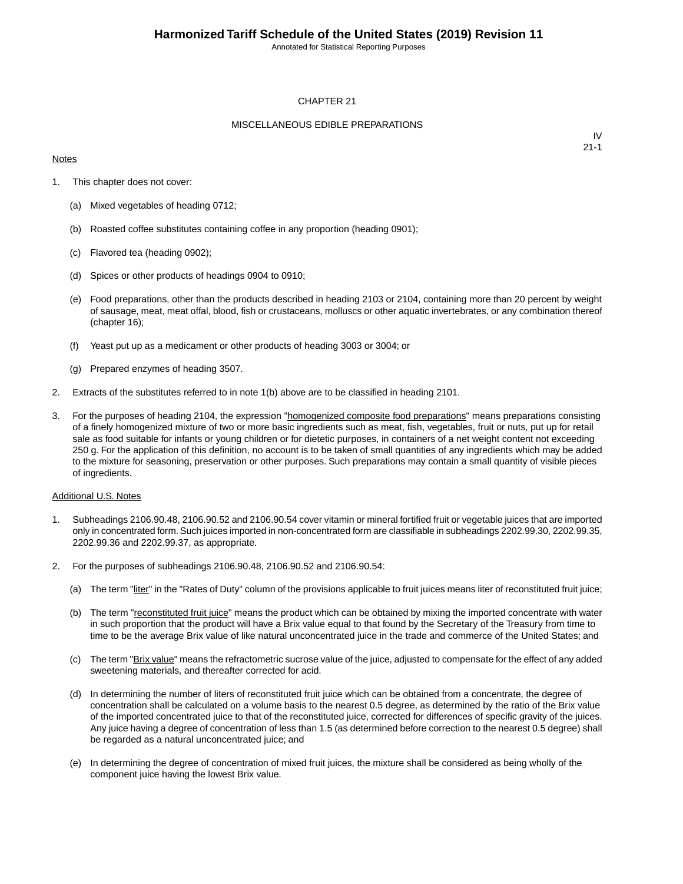# CHAPTER 21

## MISCELLANEOUS EDIBLE PREPARATIONS

IV
21-1

Notes

1. This chapter does not cover:

   (a) Mixed vegetables of heading 0712;

   (b) Roasted coffee substitutes containing coffee in any proportion (heading 0901);

   (c) Flavored tea (heading 0902);

   (d) Spices or other products of headings 0904 to 0910;

   (e) Food preparations, other than the products described in heading 2103 or 2104, containing more than 20 percent by weight of sausage, meat, meat offal, blood, fish or crustaceans, molluscs or other aquatic invertebrates, or any combination thereof (chapter 16);

   (f) Yeast put up as a medicament or other products of heading 3003 or 3004; or

   (g) Prepared enzymes of heading 3507.

2. Extracts of the substitutes referred to in note 1(b) above are to be classified in heading 2101.

3. For the purposes of heading 2104, the expression "homogenized composite food preparations" means preparations consisting of a finely homogenized mixture of two or more basic ingredients such as meat, fish, vegetables, fruit or nuts, put up for retail sale as food suitable for infants or young children or for dietetic purposes, in containers of a net weight content not exceeding 250 g. For the application of this definition, no account is to be taken of small quantities of any ingredients which may be added to the mixture for seasoning, preservation or other purposes. Such preparations may contain a small quantity of visible pieces of ingredients.

Additional U.S. Notes

1. Subheadings 2106.90.48, 2106.90.52 and 2106.90.54 cover vitamin or mineral fortified fruit or vegetable juices that are imported only in concentrated form. Such juices imported in non-concentrated form are classifiable in subheadings 2202.99.30, 2202.99.35, 2202.99.36 and 2202.99.37, as appropriate.

2. For the purposes of subheadings 2106.90.48, 2106.90.52 and 2106.90.54:

   (a) The term "liter" in the "Rates of Duty" column of the provisions applicable to fruit juices means liter of reconstituted fruit juice;

   (b) The term "reconstituted fruit juice" means the product which can be obtained by mixing the imported concentrate with water in such proportion that the product will have a Brix value equal to that found by the Secretary of the Treasury from time to time to be the average Brix value of like natural unconcentrated juice in the trade and commerce of the United States; and

   (c) The term "Brix value" means the refractometric sucrose value of the juice, adjusted to compensate for the effect of any added sweetening materials, and thereafter corrected for acid.

   (d) In determining the number of liters of reconstituted fruit juice which can be obtained from a concentrate, the degree of concentration shall be calculated on a volume basis to the nearest 0.5 degree, as determined by the ratio of the Brix value of the imported concentrated juice to that of the reconstituted juice, corrected for differences of specific gravity of the juices. Any juice having a degree of concentration of less than 1.5 (as determined before correction to the nearest 0.5 degree) shall be regarded as a natural unconcentrated juice; and

   (e) In determining the degree of concentration of mixed fruit juices, the mixture shall be considered as being wholly of the component juice having the lowest Brix value.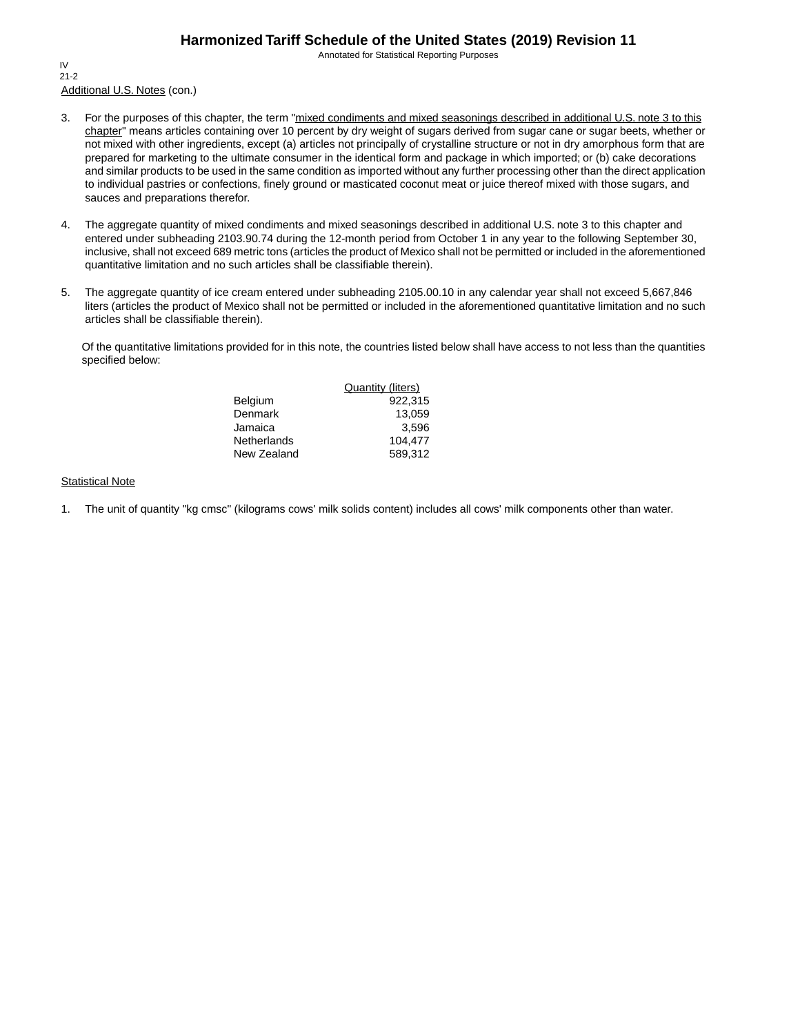Additional U.S. Notes (con.)

3. For the purposes of this chapter, the term "mixed condiments and mixed seasonings described in additional U.S. note 3 to this chapter" means articles containing over 10 percent by dry weight of sugars derived from sugar cane or sugar beets, whether or not mixed with other ingredients, except (a) articles not principally of crystalline structure or not in dry amorphous form that are prepared for marketing to the ultimate consumer in the identical form and package in which imported; or (b) cake decorations and similar products to be used in the same condition as imported without any further processing other than the direct application to individual pastries or confections, finely ground or masticated coconut meat or juice thereof mixed with those sugars, and sauces and preparations therefor.

4. The aggregate quantity of mixed condiments and mixed seasonings described in additional U.S. note 3 to this chapter and entered under subheading 2103.90.74 during the 12-month period from October 1 in any year to the following September 30, inclusive, shall not exceed 689 metric tons (articles the product of Mexico shall not be permitted or included in the aforementioned quantitative limitation and no such articles shall be classifiable therein).

5. The aggregate quantity of ice cream entered under subheading 2105.00.10 in any calendar year shall not exceed 5,667,846 liters (articles the product of Mexico shall not be permitted or included in the aforementioned quantitative limitation and no such articles shall be classifiable therein).

   Of the quantitative limitations provided for in this note, the countries listed below shall have access to not less than the quantities specified below:

| | Quantity (liters) |
|---|---:|
| Belgium | 922,315 |
| Denmark | 13,059 |
| Jamaica | 3,596 |
| Netherlands | 104,477 |
| New Zealand | 589,312 |

Statistical Note

1. The unit of quantity "kg cmsc" (kilograms cows' milk solids content) includes all cows' milk components other than water.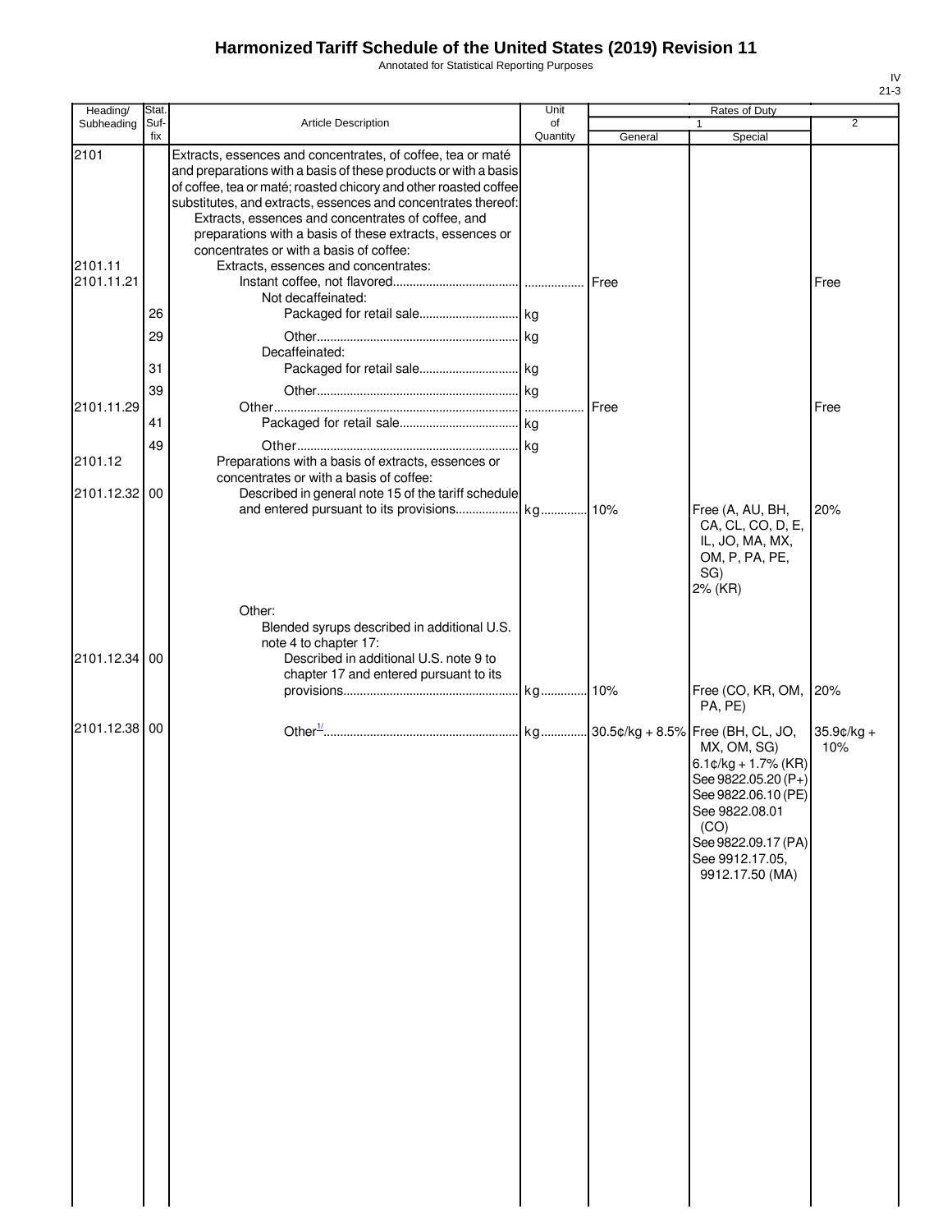# Harmonized Tariff Schedule of the United States (2019) Revision 11

Annotated for Statistical Reporting Purposes

IV
21-3

| Heading/ Subheading | Stat. Suf- fix | Article Description | Unit of Quantity | Rates of Duty 1 General | Special | 2 |
|---|---|---|---|---|---|---|
| 2101 | | Extracts, essences and concentrates, of coffee, tea or maté and preparations with a basis of these products or with a basis of coffee, tea or maté; roasted chicory and other roasted coffee substitutes, and extracts, essences and concentrates thereof: | | | | |
| | | Extracts, essences and concentrates of coffee, and preparations with a basis of these extracts, essences or concentrates or with a basis of coffee: | | | | |
| 2101.11 | | Extracts, essences and concentrates: | | | | |
| 2101.11.21 | | Instant coffee, not flavored | | Free | | Free |
| | | Not decaffeinated: | | | | |
| | 26 | Packaged for retail sale | kg | | | |
| | 29 | Other | kg | | | |
| | | Decaffeinated: | | | | |
| | 31 | Packaged for retail sale | kg | | | |
| | 39 | Other | kg | | | |
| 2101.11.29 | | Other | | Free | | Free |
| | 41 | Packaged for retail sale | kg | | | |
| | 49 | Other | kg | | | |
| 2101.12 | | Preparations with a basis of extracts, essences or concentrates or with a basis of coffee: | | | | |
| 2101.12.32 | 00 | Described in general note 15 of the tariff schedule and entered pursuant to its provisions | kg | 10% | Free (A, AU, BH, CA, CL, CO, D, E, IL, JO, MA, MX, OM, P, PA, PE, SG)<br>2% (KR) | 20% |
| | | Other: | | | | |
| | | Blended syrups described in additional U.S. note 4 to chapter 17: | | | | |
| 2101.12.34 | 00 | Described in additional U.S. note 9 to chapter 17 and entered pursuant to its provisions | kg | 10% | Free (CO, KR, OM, PA, PE) | 20% |
| 2101.12.38 | 00 | Other[1/] | kg | 30.5¢/kg + 8.5% | Free (BH, CL, JO, MX, OM, SG)<br>6.1¢/kg + 1.7% (KR)<br>See 9822.05.20 (P+)<br>See 9822.06.10 (PE)<br>See 9822.08.01 (CO)<br>See 9822.09.17 (PA)<br>See 9912.17.05, 9912.17.50 (MA) | 35.9¢/kg + 10% |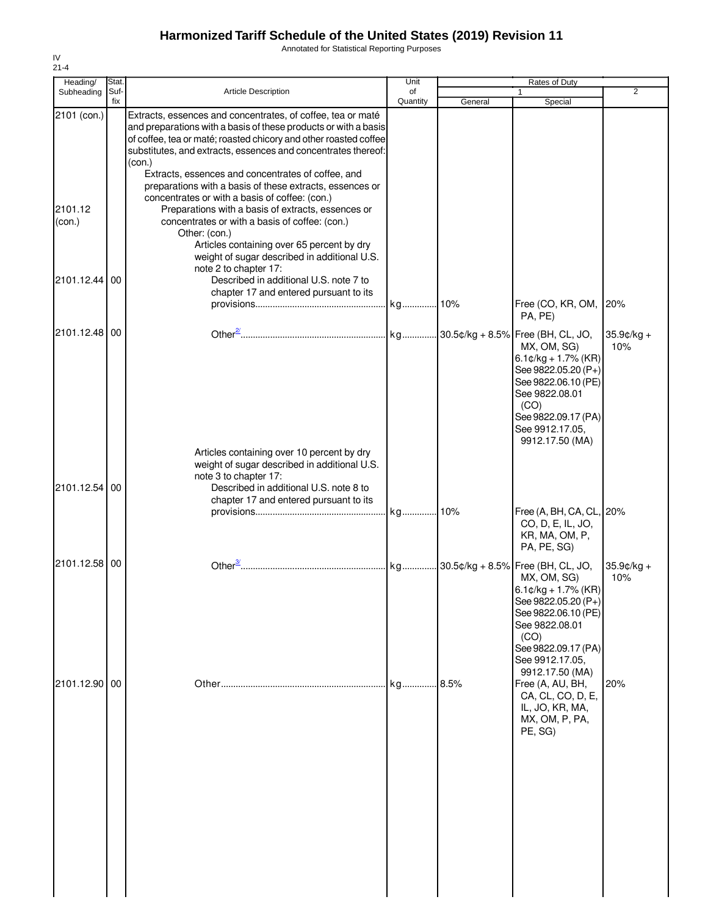# Harmonized Tariff Schedule of the United States (2019) Revision 11

Annotated for Statistical Reporting Purposes

IV
21-4

| Heading/ Subheading | Stat. Suf-fix | Article Description | Unit of Quantity | Rates of Duty 1 General | Special | 2 |
|---|---|---|---|---|---|---|
| 2101 (con.) | | Extracts, essences and concentrates, of coffee, tea or maté and preparations with a basis of these products or with a basis of coffee, tea or maté; roasted chicory and other roasted coffee substitutes, and extracts, essences and concentrates thereof: (con.) | | | | |
| | | Extracts, essences and concentrates of coffee, and preparations with a basis of these extracts, essences or concentrates or with a basis of coffee: (con.) | | | | |
| 2101.12 (con.) | | Preparations with a basis of extracts, essences or concentrates or with a basis of coffee: (con.) | | | | |
| | | Other: (con.) | | | | |
| | | Articles containing over 65 percent by dry weight of sugar described in additional U.S. note 2 to chapter 17: | | | | |
| 2101.12.44 | 00 | Described in additional U.S. note 7 to chapter 17 and entered pursuant to its provisions | kg | 10% | Free (CO, KR, OM, PA, PE) | 20% |
| 2101.12.48 | 00 | Other[2/] | kg | 30.5¢/kg + 8.5% | Free (BH, CL, JO, MX, OM, SG) 6.1¢/kg + 1.7% (KR) See 9822.05.20 (P+) See 9822.06.10 (PE) See 9822.08.01 (CO) See 9822.09.17 (PA) See 9912.17.05, 9912.17.50 (MA) | 35.9¢/kg + 10% |
| | | Articles containing over 10 percent by dry weight of sugar described in additional U.S. note 3 to chapter 17: | | | | |
| 2101.12.54 | 00 | Described in additional U.S. note 8 to chapter 17 and entered pursuant to its provisions | kg | 10% | Free (A, BH, CA, CL, CO, D, E, IL, JO, KR, MA, OM, P, PA, PE, SG) | 20% |
| 2101.12.58 | 00 | Other[3/] | kg | 30.5¢/kg + 8.5% | Free (BH, CL, JO, MX, OM, SG) 6.1¢/kg + 1.7% (KR) See 9822.05.20 (P+) See 9822.06.10 (PE) See 9822.08.01 (CO) See 9822.09.17 (PA) See 9912.17.05, 9912.17.50 (MA) | 35.9¢/kg + 10% |
| 2101.12.90 | 00 | Other | kg | 8.5% | Free (A, AU, BH, CA, CL, CO, D, E, IL, JO, KR, MA, MX, OM, P, PA, PE, SG) | 20% |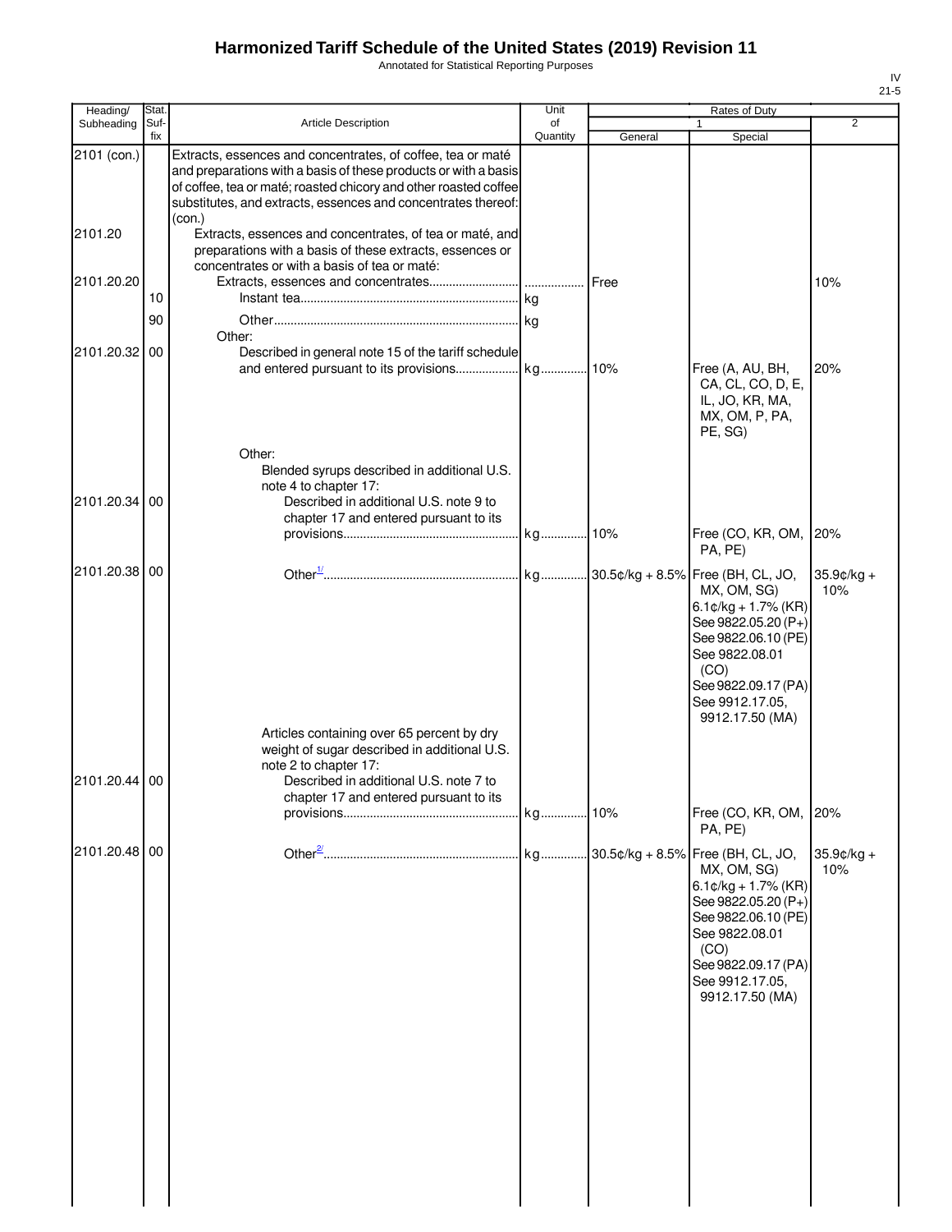# Harmonized Tariff Schedule of the United States (2019) Revision 11

Annotated for Statistical Reporting Purposes

IV
21-5

| Heading/ Subheading | Stat. Suf- fix | Article Description | Unit of Quantity | Rates of Duty 1 General | Special | 2 |
|---|---|---|---|---|---|---|
| 2101 (con.) | | Extracts, essences and concentrates, of coffee, tea or maté and preparations with a basis of these products or with a basis of coffee, tea or maté; roasted chicory and other roasted coffee substitutes, and extracts, essences and concentrates thereof: (con.) | | | | |
| 2101.20 | | Extracts, essences and concentrates, of tea or maté, and preparations with a basis of these extracts, essences or concentrates or with a basis of tea or maté: | | | | |
| 2101.20.20 | | Extracts, essences and concentrates | | Free | | 10% |
| | 10 | Instant tea | kg | | | |
| | 90 | Other | kg | | | |
| | | Other: | | | | |
| 2101.20.32 | 00 | Described in general note 15 of the tariff schedule and entered pursuant to its provisions | kg | 10% | Free (A, AU, BH, CA, CL, CO, D, E, IL, JO, KR, MA, MX, OM, P, PA, PE, SG) | 20% |
| | | Other: | | | | |
| | | Blended syrups described in additional U.S. note 4 to chapter 17: | | | | |
| 2101.20.34 | 00 | Described in additional U.S. note 9 to chapter 17 and entered pursuant to its provisions | kg | 10% | Free (CO, KR, OM, PA, PE) | 20% |
| 2101.20.38 | 00 | Other[1/] | kg | 30.5¢/kg + 8.5% | Free (BH, CL, JO, MX, OM, SG) 6.1¢/kg + 1.7% (KR) See 9822.05.20 (P+) See 9822.06.10 (PE) See 9822.08.01 (CO) See 9822.09.17 (PA) See 9912.17.05, 9912.17.50 (MA) | 35.9¢/kg + 10% |
| | | Articles containing over 65 percent by dry weight of sugar described in additional U.S. note 2 to chapter 17: | | | | |
| 2101.20.44 | 00 | Described in additional U.S. note 7 to chapter 17 and entered pursuant to its provisions | kg | 10% | Free (CO, KR, OM, PA, PE) | 20% |
| 2101.20.48 | 00 | Other[2/] | kg | 30.5¢/kg + 8.5% | Free (BH, CL, JO, MX, OM, SG) 6.1¢/kg + 1.7% (KR) See 9822.05.20 (P+) See 9822.06.10 (PE) See 9822.08.01 (CO) See 9822.09.17 (PA) See 9912.17.05, 9912.17.50 (MA) | 35.9¢/kg + 10% |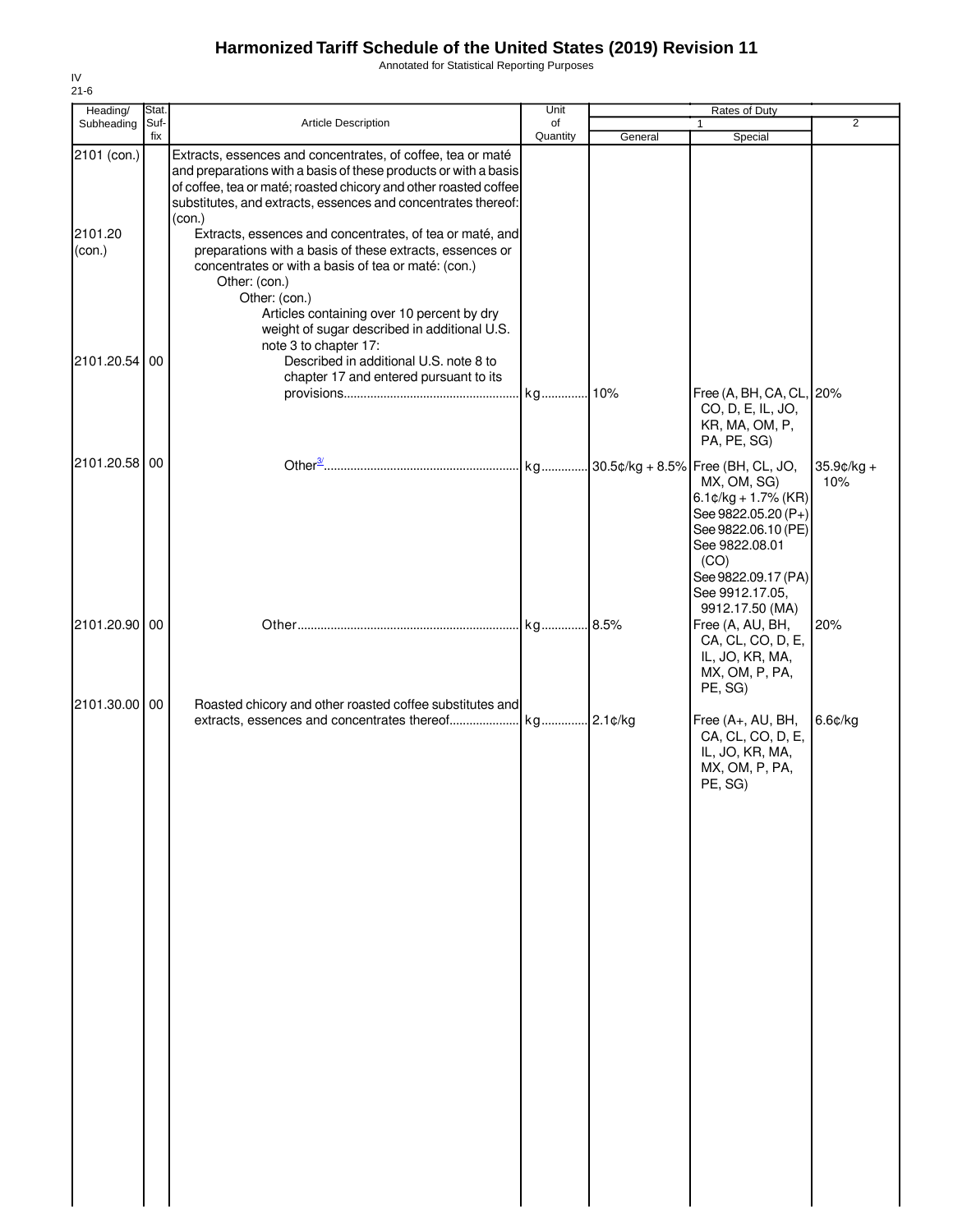# Harmonized Tariff Schedule of the United States (2019) Revision 11

Annotated for Statistical Reporting Purposes

IV
21-6

| Heading/ Subheading | Stat. Suf-fix | Article Description | Unit of Quantity | Rates of Duty 1 General | Rates of Duty 1 Special | Rates of Duty 2 |
|---|---|---|---|---|---|---|
| 2101 (con.) | | Extracts, essences and concentrates, of coffee, tea or maté and preparations with a basis of these products or with a basis of coffee, tea or maté; roasted chicory and other roasted coffee substitutes, and extracts, essences and concentrates thereof: (con.) | | | | |
| 2101.20 (con.) | | Extracts, essences and concentrates, of tea or maté, and preparations with a basis of these extracts, essences or concentrates or with a basis of tea or maté: (con.) | | | | |
| | | Other: (con.) | | | | |
| | | Other: (con.) | | | | |
| | | Articles containing over 10 percent by dry weight of sugar described in additional U.S. note 3 to chapter 17: | | | | |
| 2101.20.54 | 00 | Described in additional U.S. note 8 to chapter 17 and entered pursuant to its provisions | kg | 10% | Free (A, BH, CA, CL, CO, D, E, IL, JO, KR, MA, OM, P, PA, PE, SG) | 20% |
| 2101.20.58 | 00 | Other[3/] | kg | 30.5¢/kg + 8.5% | Free (BH, CL, JO, MX, OM, SG)<br>6.1¢/kg + 1.7% (KR)<br>See 9822.05.20 (P+)<br>See 9822.06.10 (PE)<br>See 9822.08.01 (CO)<br>See 9822.09.17 (PA)<br>See 9912.17.05, 9912.17.50 (MA) | 35.9¢/kg + 10% |
| 2101.20.90 | 00 | Other | kg | 8.5% | Free (A, AU, BH, CA, CL, CO, D, E, IL, JO, KR, MA, MX, OM, P, PA, PE, SG) | 20% |
| 2101.30.00 | 00 | Roasted chicory and other roasted coffee substitutes and extracts, essences and concentrates thereof | kg | 2.1¢/kg | Free (A+, AU, BH, CA, CL, CO, D, E, IL, JO, KR, MA, MX, OM, P, PA, PE, SG) | 6.6¢/kg |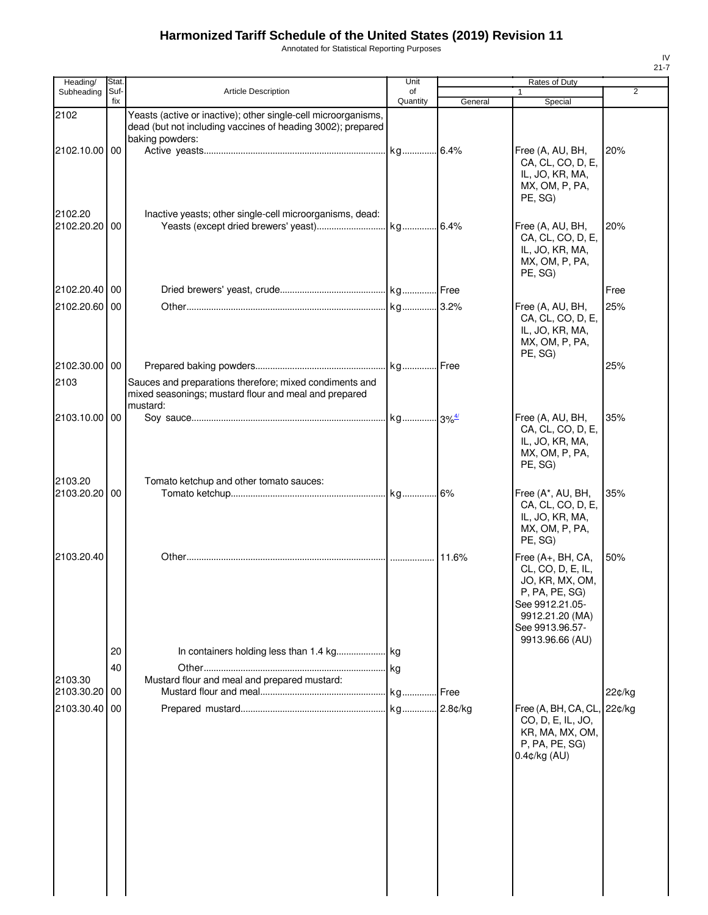# Harmonized Tariff Schedule of the United States (2019) Revision 11

Annotated for Statistical Reporting Purposes

IV
21-7

| Heading/ Subheading | Stat. Suf-fix | Article Description | Unit of Quantity | Rates of Duty 1 General | Rates of Duty 1 Special | Rates of Duty 2 |
|---|---|---|---|---|---|---|
| 2102 | | Yeasts (active or inactive); other single-cell microorganisms, dead (but not including vaccines of heading 3002); prepared baking powders: | | | | |
| 2102.10.00 | 00 | Active yeasts | kg | 6.4% | Free (A, AU, BH, CA, CL, CO, D, E, IL, JO, KR, MA, MX, OM, P, PA, PE, SG) | 20% |
| 2102.20 | | Inactive yeasts; other single-cell microorganisms, dead: | | | | |
| 2102.20.20 | 00 | Yeasts (except dried brewers' yeast) | kg | 6.4% | Free (A, AU, BH, CA, CL, CO, D, E, IL, JO, KR, MA, MX, OM, P, PA, PE, SG) | 20% |
| 2102.20.40 | 00 | Dried brewers' yeast, crude | kg | Free | | Free |
| 2102.20.60 | 00 | Other | kg | 3.2% | Free (A, AU, BH, CA, CL, CO, D, E, IL, JO, KR, MA, MX, OM, P, PA, PE, SG) | 25% |
| 2102.30.00 | 00 | Prepared baking powders | kg | Free | | 25% |
| 2103 | | Sauces and preparations therefore; mixed condiments and mixed seasonings; mustard flour and meal and prepared mustard: | | | | |
| 2103.10.00 | 00 | Soy sauce | kg | 3%[4/] | Free (A, AU, BH, CA, CL, CO, D, E, IL, JO, KR, MA, MX, OM, P, PA, PE, SG) | 35% |
| 2103.20 | | Tomato ketchup and other tomato sauces: | | | | |
| 2103.20.20 | 00 | Tomato ketchup | kg | 6% | Free (A*, AU, BH, CA, CL, CO, D, E, IL, JO, KR, MA, MX, OM, P, PA, PE, SG) | 35% |
| 2103.20.40 | | Other | | 11.6% | Free (A+, BH, CA, CL, CO, D, E, IL, JO, KR, MX, OM, P, PA, PE, SG) See 9912.21.05-9912.21.20 (MA) See 9913.96.57-9913.96.66 (AU) | 50% |
| | 20 | In containers holding less than 1.4 kg | kg | | | |
| | 40 | Other | kg | | | |
| 2103.30 | | Mustard flour and meal and prepared mustard: | | | | |
| 2103.30.20 | 00 | Mustard flour and meal | kg | Free | | 22¢/kg |
| 2103.30.40 | 00 | Prepared mustard | kg | 2.8¢/kg | Free (A, BH, CA, CL, CO, D, E, IL, JO, KR, MA, MX, OM, P, PA, PE, SG) 0.4¢/kg (AU) | 22¢/kg |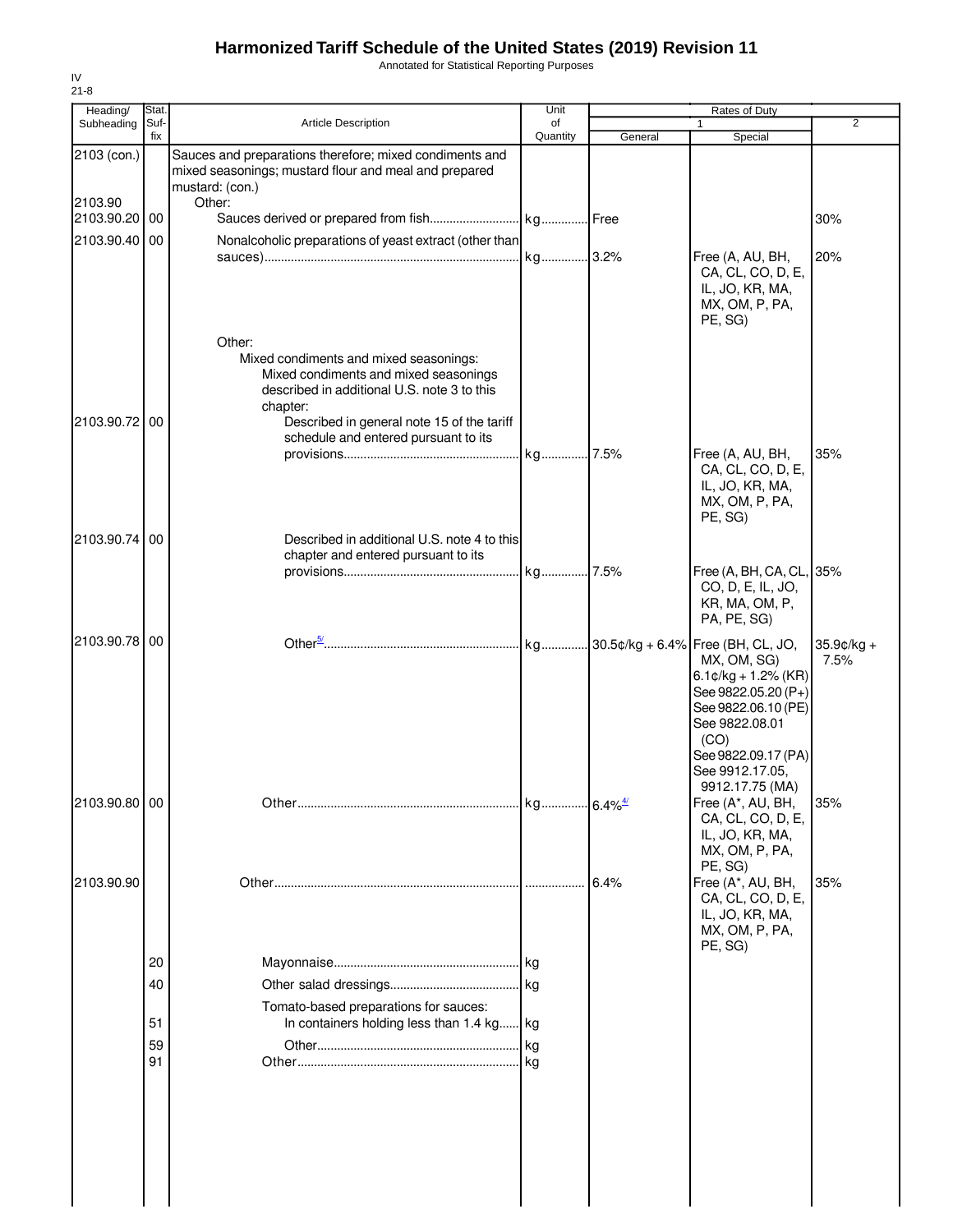# Harmonized Tariff Schedule of the United States (2019) Revision 11

Annotated for Statistical Reporting Purposes

IV
21-8

| Heading/ Subheading | Stat. Suf- fix | Article Description | Unit of Quantity | Rates of Duty 1 General | Special | 2 |
|---|---|---|---|---|---|---|
| 2103 (con.) | | Sauces and preparations therefore; mixed condiments and mixed seasonings; mustard flour and meal and prepared mustard: (con.) | | | | |
| 2103.90 | | Other: | | | | |
| 2103.90.20 | 00 | Sauces derived or prepared from fish | kg | Free | | 30% |
| 2103.90.40 | 00 | Nonalcoholic preparations of yeast extract (other than sauces) | kg | 3.2% | Free (A, AU, BH, CA, CL, CO, D, E, IL, JO, KR, MA, MX, OM, P, PA, PE, SG) | 20% |
| | | Other: | | | | |
| | | Mixed condiments and mixed seasonings: | | | | |
| | | Mixed condiments and mixed seasonings described in additional U.S. note 3 to this chapter: | | | | |
| 2103.90.72 | 00 | Described in general note 15 of the tariff schedule and entered pursuant to its provisions | kg | 7.5% | Free (A, AU, BH, CA, CL, CO, D, E, IL, JO, KR, MA, MX, OM, P, PA, PE, SG) | 35% |
| 2103.90.74 | 00 | Described in additional U.S. note 4 to this chapter and entered pursuant to its provisions | kg | 7.5% | Free (A, BH, CA, CL, CO, D, E, IL, JO, KR, MA, OM, P, PA, PE, SG) | 35% |
| 2103.90.78 | 00 | Other[5] | kg | 30.5¢/kg + 6.4% | Free (BH, CL, JO, MX, OM, SG) 6.1¢/kg + 1.2% (KR) See 9822.05.20 (P+) See 9822.06.10 (PE) See 9822.08.01 (CO) See 9822.09.17 (PA) See 9912.17.05, 9912.17.75 (MA) | 35.9¢/kg + 7.5% |
| 2103.90.80 | 00 | Other | kg | 6.4%[4] | Free (A*, AU, BH, CA, CL, CO, D, E, IL, JO, KR, MA, MX, OM, P, PA, PE, SG) | 35% |
| 2103.90.90 | | Other | | 6.4% | Free (A*, AU, BH, CA, CL, CO, D, E, IL, JO, KR, MA, MX, OM, P, PA, PE, SG) | 35% |
| | 20 | Mayonnaise | kg | | | |
| | 40 | Other salad dressings | kg | | | |
| | | Tomato-based preparations for sauces: | | | | |
| | 51 | In containers holding less than 1.4 kg | kg | | | |
| | 59 | Other | kg | | | |
| | 91 | Other | kg | | | |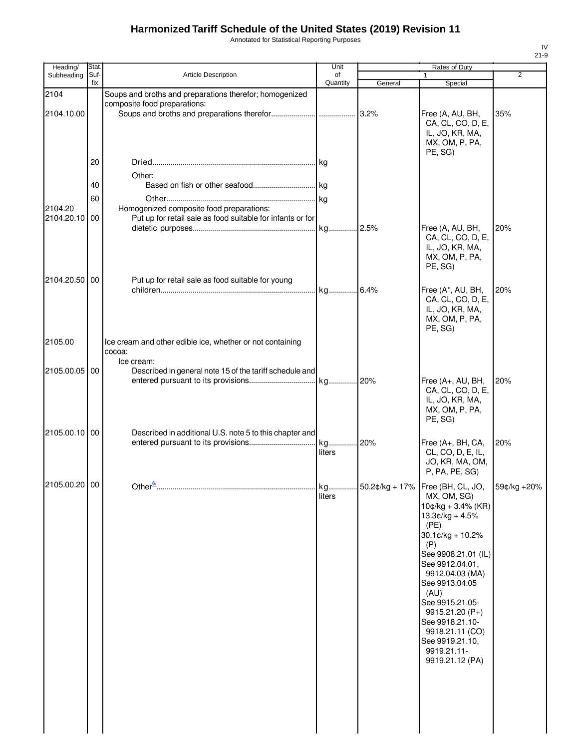# Harmonized Tariff Schedule of the United States (2019) Revision 11

Annotated for Statistical Reporting Purposes

IV
21-9

| Heading/ Subheading | Stat. Suf- fix | Article Description | Unit of Quantity | Rates of Duty 1 General | Special | 2 |
|---|---|---|---|---|---|---|
| 2104 | | Soups and broths and preparations therefor; homogenized composite food preparations: | | | | |
| 2104.10.00 | | Soups and broths and preparations therefor | | 3.2% | Free (A, AU, BH, CA, CL, CO, D, E, IL, JO, KR, MA, MX, OM, P, PA, PE, SG) | 35% |
| | 20 | Dried | kg | | | |
| | | Other: | | | | |
| | 40 | Based on fish or other seafood | kg | | | |
| | 60 | Other | kg | | | |
| 2104.20 | | Homogenized composite food preparations: | | | | |
| 2104.20.10 | 00 | Put up for retail sale as food suitable for infants or for dietetic purposes | kg | 2.5% | Free (A, AU, BH, CA, CL, CO, D, E, IL, JO, KR, MA, MX, OM, P, PA, PE, SG) | 20% |
| 2104.20.50 | 00 | Put up for retail sale as food suitable for young children | kg | 6.4% | Free (A*, AU, BH, CA, CL, CO, D, E, IL, JO, KR, MA, MX, OM, P, PA, PE, SG) | 20% |
| 2105.00 | | Ice cream and other edible ice, whether or not containing cocoa: | | | | |
| | | Ice cream: | | | | |
| 2105.00.05 | 00 | Described in general note 15 of the tariff schedule and entered pursuant to its provisions | kg | 20% | Free (A+, AU, BH, CA, CL, CO, D, E, IL, JO, KR, MA, MX, OM, P, PA, PE, SG) | 20% |
| 2105.00.10 | 00 | Described in additional U.S. note 5 to this chapter and entered pursuant to its provisions | kg<br>liters | 20% | Free (A+, BH, CA, CL, CO, D, E, IL, JO, KR, MA, OM, P, PA, PE, SG) | 20% |
| 2105.00.20 | 00 | Other[6/] | kg<br>liters | 50.2¢/kg + 17% | Free (BH, CL, JO, MX, OM, SG)<br>10¢/kg + 3.4% (KR)<br>13.3¢/kg + 4.5% (PE)<br>30.1¢/kg + 10.2% (P)<br>See 9908.21.01 (IL)<br>See 9912.04.01, 9912.04.03 (MA)<br>See 9913.04.05 (AU)<br>See 9915.21.05-9915.21.20 (P+)<br>See 9918.21.10-9918.21.11 (CO)<br>See 9919.21.10, 9919.21.11-9919.21.12 (PA) | 59¢/kg +20% |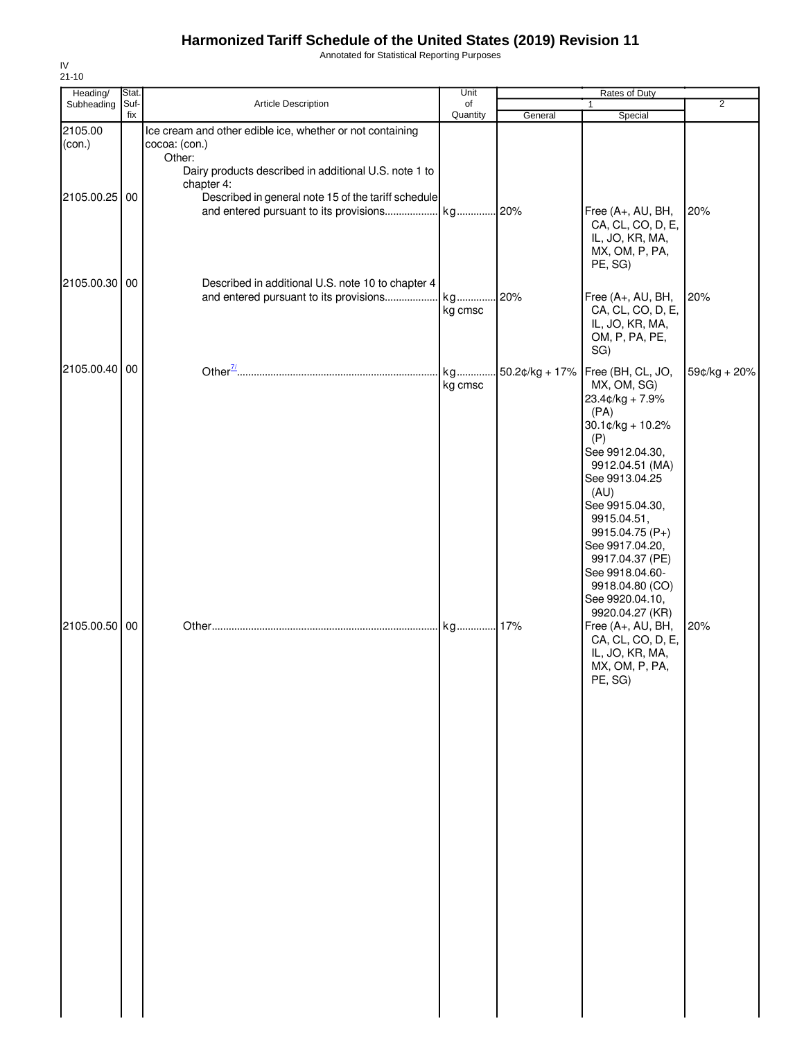# Harmonized Tariff Schedule of the United States (2019) Revision 11

Annotated for Statistical Reporting Purposes

IV
21-10

| Heading/ Subheading | Stat. Suf-fix | Article Description | Unit of Quantity | Rates of Duty 1 General | Special | 2 |
|---|---|---|---|---|---|---|
| 2105.00 (con.) | | Ice cream and other edible ice, whether or not containing cocoa: (con.) | | | | |
| | | Other: | | | | |
| | | Dairy products described in additional U.S. note 1 to chapter 4: | | | | |
| 2105.00.25 | 00 | Described in general note 15 of the tariff schedule and entered pursuant to its provisions | kg | 20% | Free (A+, AU, BH, CA, CL, CO, D, E, IL, JO, KR, MA, MX, OM, P, PA, PE, SG) | 20% |
| 2105.00.30 | 00 | Described in additional U.S. note 10 to chapter 4 and entered pursuant to its provisions | kg<br>kg cmsc | 20% | Free (A+, AU, BH, CA, CL, CO, D, E, IL, JO, KR, MA, OM, P, PA, PE, SG) | 20% |
| 2105.00.40 | 00 | Other[7/] | kg<br>kg cmsc | 50.2¢/kg + 17% | Free (BH, CL, JO, MX, OM, SG)<br>23.4¢/kg + 7.9% (PA)<br>30.1¢/kg + 10.2% (P)<br>See 9912.04.30, 9912.04.51 (MA)<br>See 9913.04.25 (AU)<br>See 9915.04.30, 9915.04.51, 9915.04.75 (P+)<br>See 9917.04.20, 9917.04.37 (PE)<br>See 9918.04.60-9918.04.80 (CO)<br>See 9920.04.10, 9920.04.27 (KR) | 59¢/kg + 20% |
| 2105.00.50 | 00 | Other | kg | 17% | Free (A+, AU, BH, CA, CL, CO, D, E, IL, JO, KR, MA, MX, OM, P, PA, PE, SG) | 20% |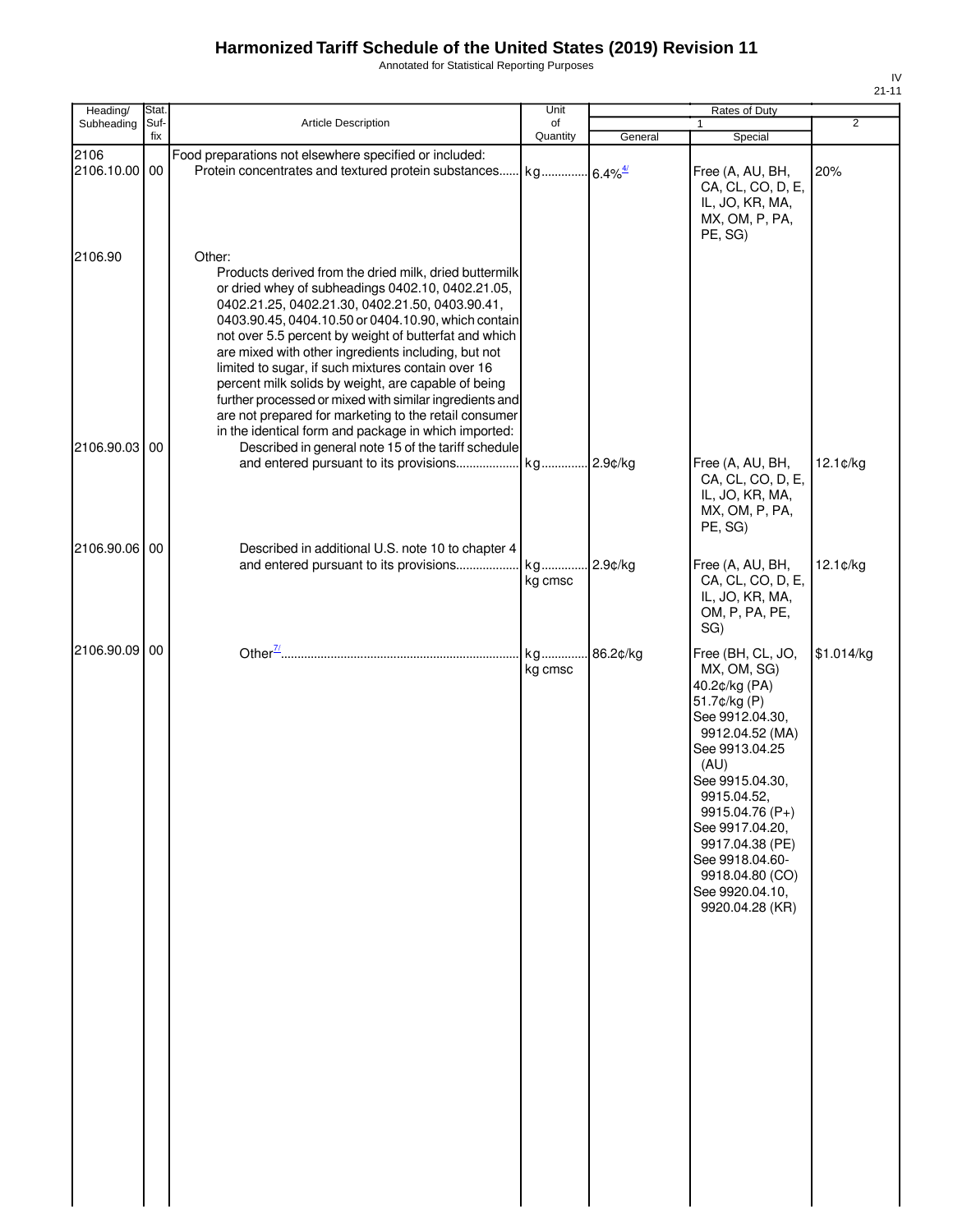# Harmonized Tariff Schedule of the United States (2019) Revision 11

Annotated for Statistical Reporting Purposes

IV
21-11

| Heading/ Subheading | Stat. Suf-fix | Article Description | Unit of Quantity | Rates of Duty 1 General | Special | 2 |
|---|---|---|---|---|---|---|
| 2106 | | Food preparations not elsewhere specified or included: | | | | |
| 2106.10.00 | 00 | Protein concentrates and textured protein substances | kg | 6.4%[4/] | Free (A, AU, BH, CA, CL, CO, D, E, IL, JO, KR, MA, MX, OM, P, PA, PE, SG) | 20% |
| 2106.90 | | Other: | | | | |
| | | Products derived from the dried milk, dried buttermilk or dried whey of subheadings 0402.10, 0402.21.05, 0402.21.25, 0402.21.30, 0402.21.50, 0403.90.41, 0403.90.45, 0404.10.50 or 0404.10.90, which contain not over 5.5 percent by weight of butterfat and which are mixed with other ingredients including, but not limited to sugar, if such mixtures contain over 16 percent milk solids by weight, are capable of being further processed or mixed with similar ingredients and are not prepared for marketing to the retail consumer in the identical form and package in which imported: | | | | |
| 2106.90.03 | 00 | Described in general note 15 of the tariff schedule and entered pursuant to its provisions | kg | 2.9¢/kg | Free (A, AU, BH, CA, CL, CO, D, E, IL, JO, KR, MA, MX, OM, P, PA, PE, SG) | 12.1¢/kg |
| 2106.90.06 | 00 | Described in additional U.S. note 10 to chapter 4 and entered pursuant to its provisions | kg<br>kg cmsc | 2.9¢/kg | Free (A, AU, BH, CA, CL, CO, D, E, IL, JO, KR, MA, OM, P, PA, PE, SG) | 12.1¢/kg |
| 2106.90.09 | 00 | Other[7/] | kg<br>kg cmsc | 86.2¢/kg | Free (BH, CL, JO, MX, OM, SG)<br>40.2¢/kg (PA)<br>51.7¢/kg (P)<br>See 9912.04.30, 9912.04.52 (MA)<br>See 9913.04.25 (AU)<br>See 9915.04.30, 9915.04.52, 9915.04.76 (P+)<br>See 9917.04.20, 9917.04.38 (PE)<br>See 9918.04.60-9918.04.80 (CO)<br>See 9920.04.10, 9920.04.28 (KR) | $1.014/kg |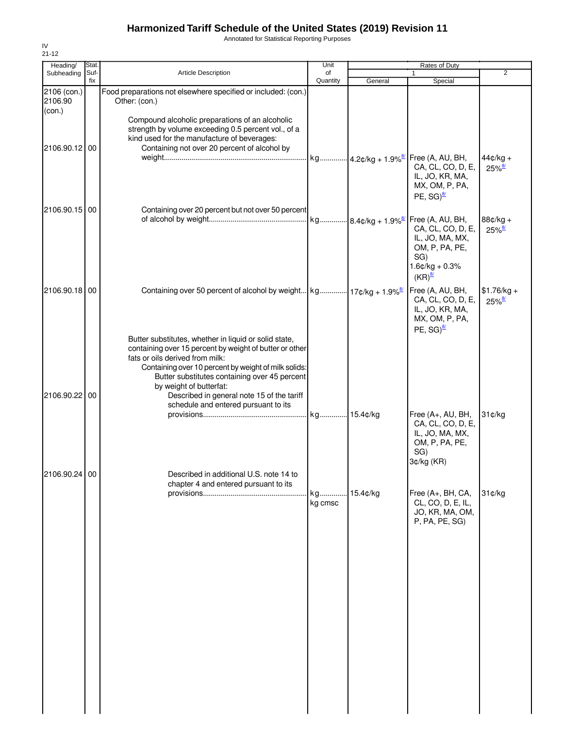# Harmonized Tariff Schedule of the United States (2019) Revision 11

Annotated for Statistical Reporting Purposes

IV
21-12

| Heading/ Subheading | Stat. Suf- fix | Article Description | Unit of Quantity | Rates of Duty 1 General | Rates of Duty 1 Special | Rates of Duty 2 |
|---|---|---|---|---|---|---|
| 2106 (con.) 2106.90 (con.) | | Food preparations not elsewhere specified or included: (con.) Other: (con.) | | | | |
| | | Compound alcoholic preparations of an alcoholic strength by volume exceeding 0.5 percent vol., of a kind used for the manufacture of beverages: | | | | |
| 2106.90.12 | 00 | Containing not over 20 percent of alcohol by weight | kg | 4.2¢/kg + 1.9%[8/] | Free (A, AU, BH, CA, CL, CO, D, E, IL, JO, KR, MA, MX, OM, P, PA, PE, SG)[8/] | 44¢/kg + 25%[8/] |
| 2106.90.15 | 00 | Containing over 20 percent but not over 50 percent of alcohol by weight | kg | 8.4¢/kg + 1.9%[8/] | Free (A, AU, BH, CA, CL, CO, D, E, IL, JO, MA, MX, OM, P, PA, PE, SG) 1.6¢/kg + 0.3% (KR)[8/] | 88¢/kg + 25%[8/] |
| 2106.90.18 | 00 | Containing over 50 percent of alcohol by weight | kg | 17¢/kg + 1.9%[8/] | Free (A, AU, BH, CA, CL, CO, D, E, IL, JO, KR, MA, MX, OM, P, PA, PE, SG)[8/] | $1.76/kg + 25%[8/] |
| | | Butter substitutes, whether in liquid or solid state, containing over 15 percent by weight of butter or other fats or oils derived from milk: | | | | |
| | | Containing over 10 percent by weight of milk solids: | | | | |
| | | Butter substitutes containing over 45 percent by weight of butterfat: | | | | |
| 2106.90.22 | 00 | Described in general note 15 of the tariff schedule and entered pursuant to its provisions | kg | 15.4¢/kg | Free (A+, AU, BH, CA, CL, CO, D, E, IL, JO, MA, MX, OM, P, PA, PE, SG) 3¢/kg (KR) | 31¢/kg |
| 2106.90.24 | 00 | Described in additional U.S. note 14 to chapter 4 and entered pursuant to its provisions | kg kg cmsc | 15.4¢/kg | Free (A+, BH, CA, CL, CO, D, E, IL, JO, KR, MA, OM, P, PA, PE, SG) | 31¢/kg |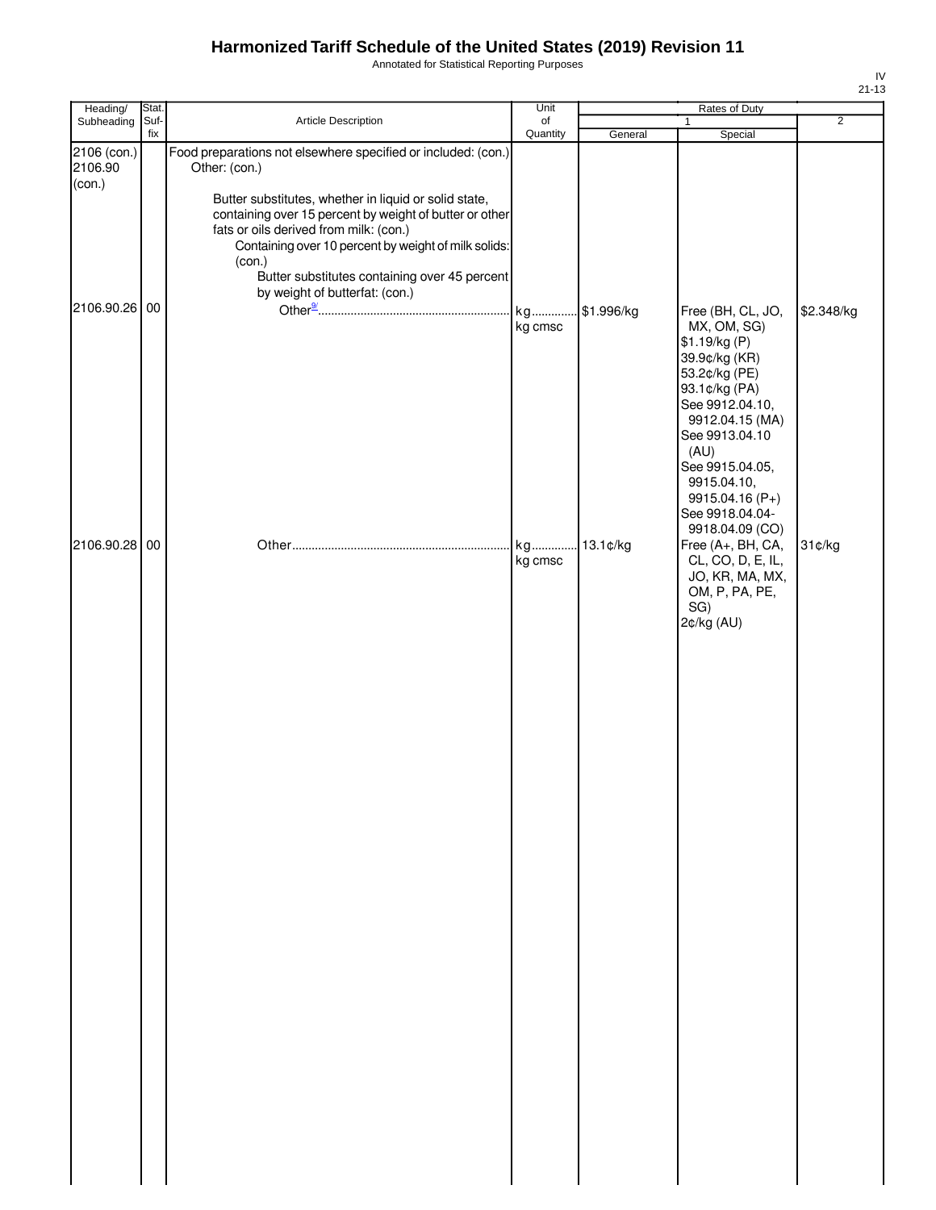# Harmonized Tariff Schedule of the United States (2019) Revision 11

Annotated for Statistical Reporting Purposes

IV
21-13

| Heading/ Subheading | Stat. Suf- fix | Article Description | Unit of Quantity | Rates of Duty 1 General | Rates of Duty 1 Special | Rates of Duty 2 |
|---|---|---|---|---|---|---|
| 2106 (con.) 2106.90 (con.) | | Food preparations not elsewhere specified or included: (con.) Other: (con.) | | | | |
| | | Butter substitutes, whether in liquid or solid state, containing over 15 percent by weight of butter or other fats or oils derived from milk: (con.) | | | | |
| | | Containing over 10 percent by weight of milk solids: (con.) | | | | |
| | | Butter substitutes containing over 45 percent by weight of butterfat: (con.) | | | | |
| 2106.90.26 | 00 | Other[9/] | kg kg cmsc | $1.996/kg | Free (BH, CL, JO, MX, OM, SG) $1.19/kg (P) 39.9¢/kg (KR) 53.2¢/kg (PE) 93.1¢/kg (PA) See 9912.04.10, 9912.04.15 (MA) See 9913.04.10 (AU) See 9915.04.05, 9915.04.10, 9915.04.16 (P+) See 9918.04.04-9918.04.09 (CO) | $2.348/kg |
| 2106.90.28 | 00 | Other | kg kg cmsc | 13.1¢/kg | Free (A+, BH, CA, CL, CO, D, E, IL, JO, KR, MA, MX, OM, P, PA, PE, SG) 2¢/kg (AU) | 31¢/kg |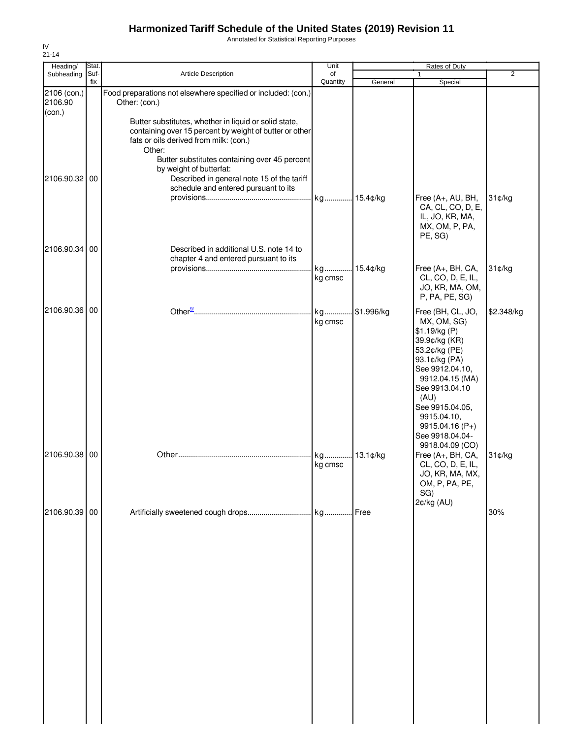# Harmonized Tariff Schedule of the United States (2019) Revision 11

Annotated for Statistical Reporting Purposes

IV
21-14

| Heading/ Subheading | Stat. Suf- fix | Article Description | Unit of Quantity | Rates of Duty 1 General | Special | 2 |
|---|---|---|---|---|---|---|
| 2106 (con.) 2106.90 (con.) | | Food preparations not elsewhere specified or included: (con.) Other: (con.) | | | | |
| | | Butter substitutes, whether in liquid or solid state, containing over 15 percent by weight of butter or other fats or oils derived from milk: (con.) | | | | |
| | | Other: | | | | |
| | | Butter substitutes containing over 45 percent by weight of butterfat: | | | | |
| 2106.90.32 | 00 | Described in general note 15 of the tariff schedule and entered pursuant to its provisions | kg | 15.4¢/kg | Free (A+, AU, BH, CA, CL, CO, D, E, IL, JO, KR, MA, MX, OM, P, PA, PE, SG) | 31¢/kg |
| 2106.90.34 | 00 | Described in additional U.S. note 14 to chapter 4 and entered pursuant to its provisions | kg kg cmsc | 15.4¢/kg | Free (A+, BH, CA, CL, CO, D, E, IL, JO, KR, MA, OM, P, PA, PE, SG) | 31¢/kg |
| 2106.90.36 | 00 | Other[9/] | kg kg cmsc | $1.996/kg | Free (BH, CL, JO, MX, OM, SG) $1.19/kg (P) 39.9¢/kg (KR) 53.2¢/kg (PE) 93.1¢/kg (PA) See 9912.04.10, 9912.04.15 (MA) See 9913.04.10 (AU) See 9915.04.05, 9915.04.10, 9915.04.16 (P+) See 9918.04.04-9918.04.09 (CO) | $2.348/kg |
| 2106.90.38 | 00 | Other | kg kg cmsc | 13.1¢/kg | Free (A+, BH, CA, CL, CO, D, E, IL, JO, KR, MA, MX, OM, P, PA, PE, SG) 2¢/kg (AU) | 31¢/kg |
| 2106.90.39 | 00 | Artificially sweetened cough drops | kg | Free | | 30% |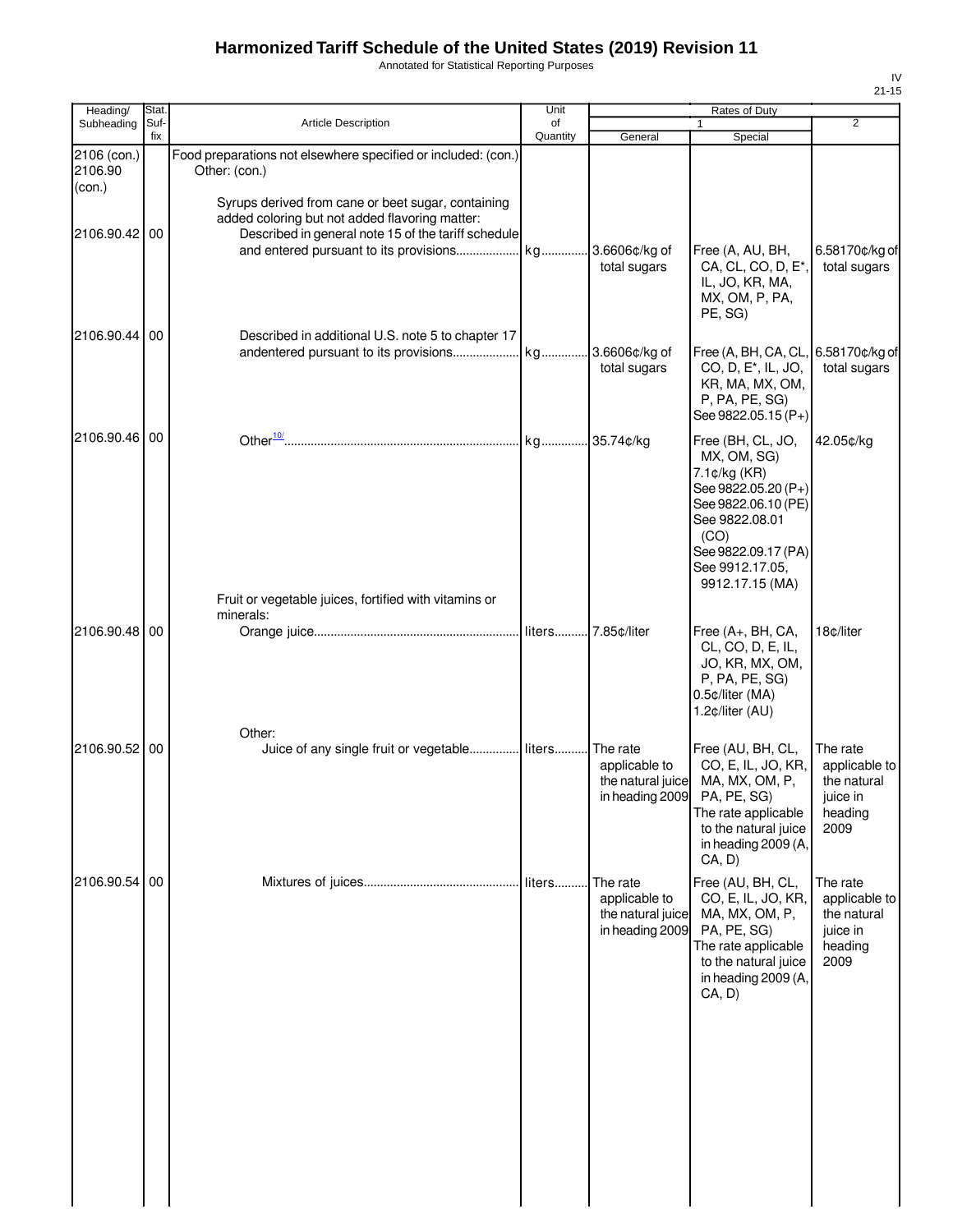# Harmonized Tariff Schedule of the United States (2019) Revision 11

Annotated for Statistical Reporting Purposes

IV
21-15

| Heading/ Subheading | Stat. Suf- fix | Article Description | Unit of Quantity | Rates of Duty 1 General | Rates of Duty 1 Special | Rates of Duty 2 |
|---|---|---|---|---|---|---|
| 2106 (con.) 2106.90 (con.) | | Food preparations not elsewhere specified or included: (con.) Other: (con.) | | | | |
| | | Syrups derived from cane or beet sugar, containing added coloring but not added flavoring matter: | | | | |
| 2106.90.42 | 00 | Described in general note 15 of the tariff schedule and entered pursuant to its provisions | kg | 3.6606¢/kg of total sugars | Free (A, AU, BH, CA, CL, CO, D, E*, IL, JO, KR, MA, MX, OM, P, PA, PE, SG) | 6.58170¢/kg of total sugars |
| 2106.90.44 | 00 | Described in additional U.S. note 5 to chapter 17 andentered pursuant to its provisions | kg | 3.6606¢/kg of total sugars | Free (A, BH, CA, CL, CO, D, E*, IL, JO, KR, MA, MX, OM, P, PA, PE, SG) See 9822.05.15 (P+) | 6.58170¢/kg of total sugars |
| 2106.90.46 | 00 | Other[10/] | kg | 35.74¢/kg | Free (BH, CL, JO, MX, OM, SG) 7.1¢/kg (KR) See 9822.05.20 (P+) See 9822.06.10 (PE) See 9822.08.01 (CO) See 9822.09.17 (PA) See 9912.17.05, 9912.17.15 (MA) | 42.05¢/kg |
| | | Fruit or vegetable juices, fortified with vitamins or minerals: | | | | |
| 2106.90.48 | 00 | Orange juice | liters | 7.85¢/liter | Free (A+, BH, CA, CL, CO, D, E, IL, JO, KR, MX, OM, P, PA, PE, SG) 0.5¢/liter (MA) 1.2¢/liter (AU) | 18¢/liter |
| | | Other: | | | | |
| 2106.90.52 | 00 | Juice of any single fruit or vegetable | liters | The rate applicable to the natural juice in heading 2009 | Free (AU, BH, CL, CO, E, IL, JO, KR, MA, MX, OM, P, PA, PE, SG) The rate applicable to the natural juice in heading 2009 (A, CA, D) | The rate applicable to the natural juice in heading 2009 |
| 2106.90.54 | 00 | Mixtures of juices | liters | The rate applicable to the natural juice in heading 2009 | Free (AU, BH, CL, CO, E, IL, JO, KR, MA, MX, OM, P, PA, PE, SG) The rate applicable to the natural juice in heading 2009 (A, CA, D) | The rate applicable to the natural juice in heading 2009 |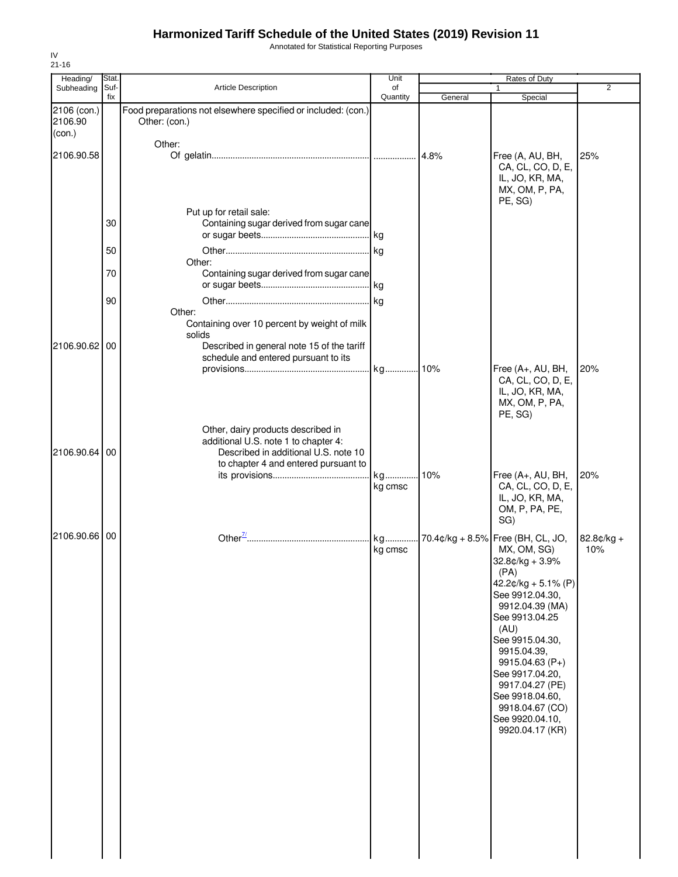# Harmonized Tariff Schedule of the United States (2019) Revision 11

Annotated for Statistical Reporting Purposes

IV
21-16

| Heading/ Subheading | Stat. Suf- fix | Article Description | Unit of Quantity | Rates of Duty 1 General | Special | 2 |
|---|---|---|---|---|---|---|
| 2106 (con.) 2106.90 (con.) | | Food preparations not elsewhere specified or included: (con.) Other: (con.) | | | | |
| | | Other: | | | | |
| 2106.90.58 | | Of gelatin | | 4.8% | Free (A, AU, BH, CA, CL, CO, D, E, IL, JO, KR, MA, MX, OM, P, PA, PE, SG) | 25% |
| | | Put up for retail sale: | | | | |
| | 30 | Containing sugar derived from sugar cane or sugar beets | kg | | | |
| | 50 | Other | kg | | | |
| | | Other: | | | | |
| | 70 | Containing sugar derived from sugar cane or sugar beets | kg | | | |
| | 90 | Other | kg | | | |
| | | Other: | | | | |
| | | Containing over 10 percent by weight of milk solids | | | | |
| 2106.90.62 | 00 | Described in general note 15 of the tariff schedule and entered pursuant to its provisions | kg | 10% | Free (A+, AU, BH, CA, CL, CO, D, E, IL, JO, KR, MA, MX, OM, P, PA, PE, SG) | 20% |
| | | Other, dairy products described in additional U.S. note 1 to chapter 4: | | | | |
| 2106.90.64 | 00 | Described in additional U.S. note 10 to chapter 4 and entered pursuant to its provisions | kg<br>kg cmsc | 10% | Free (A+, AU, BH, CA, CL, CO, D, E, IL, JO, KR, MA, OM, P, PA, PE, SG) | 20% |
| 2106.90.66 | 00 | Other[7/] | kg<br>kg cmsc | 70.4¢/kg + 8.5% | Free (BH, CL, JO, MX, OM, SG)<br>32.8¢/kg + 3.9% (PA)<br>42.2¢/kg + 5.1% (P)<br>See 9912.04.30, 9912.04.39 (MA)<br>See 9913.04.25 (AU)<br>See 9915.04.30, 9915.04.39, 9915.04.63 (P+)<br>See 9917.04.20, 9917.04.27 (PE)<br>See 9918.04.60, 9918.04.67 (CO)<br>See 9920.04.10, 9920.04.17 (KR) | 82.8¢/kg + 10% |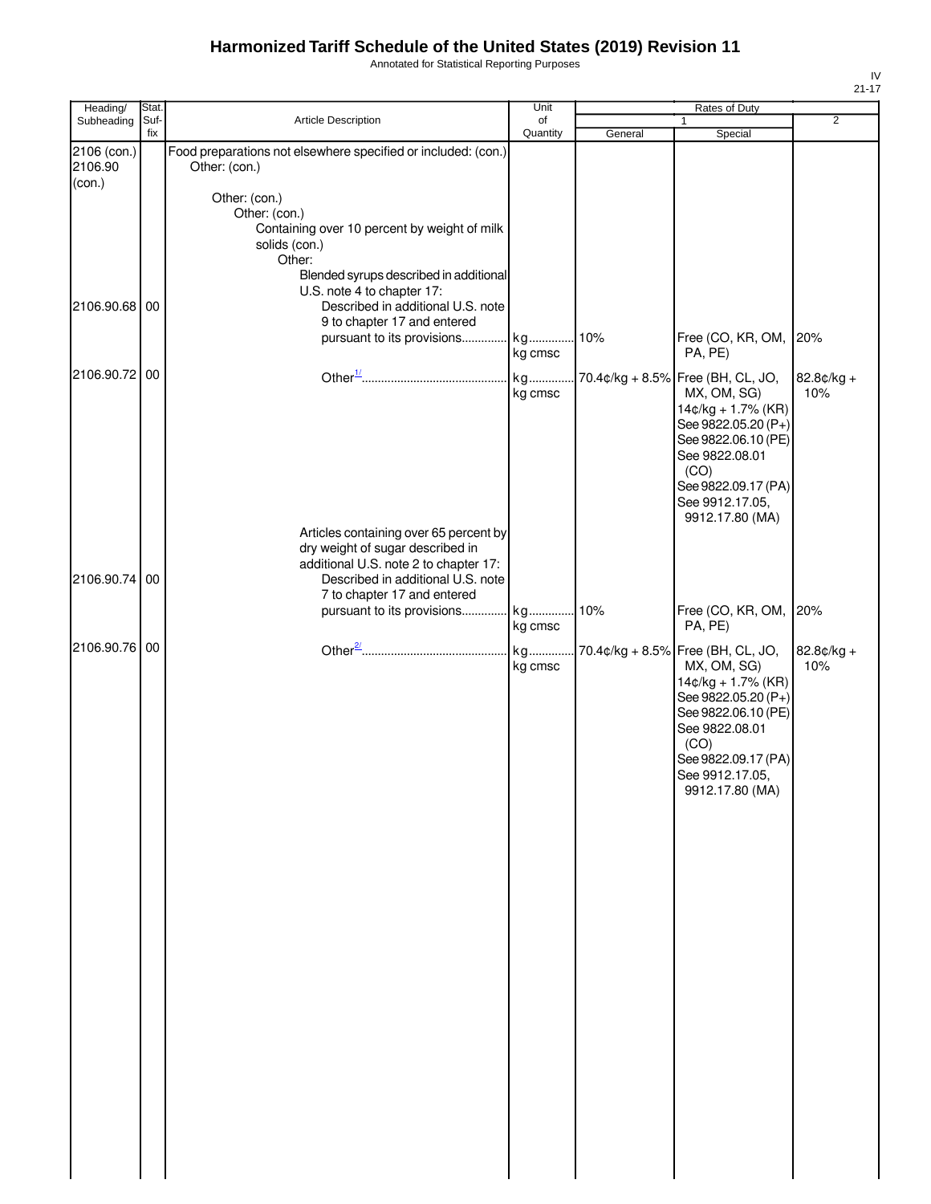# Harmonized Tariff Schedule of the United States (2019) Revision 11

Annotated for Statistical Reporting Purposes

IV
21-17

| Heading/ Subheading | Stat. Suf- fix | Article Description | Unit of Quantity | Rates of Duty 1 General | Special | 2 |
|---|---|---|---|---|---|---|
| 2106 (con.) 2106.90 (con.) | | Food preparations not elsewhere specified or included: (con.) Other: (con.) | | | | |
| | | Other: (con.) | | | | |
| | | Other: (con.) | | | | |
| | | Containing over 10 percent by weight of milk solids (con.) | | | | |
| | | Other: | | | | |
| | | Blended syrups described in additional U.S. note 4 to chapter 17: | | | | |
| 2106.90.68 | 00 | Described in additional U.S. note 9 to chapter 17 and entered pursuant to its provisions | kg kg cmsc | 10% | Free (CO, KR, OM, PA, PE) | 20% |
| 2106.90.72 | 00 | Other[1/] | kg kg cmsc | 70.4¢/kg + 8.5% | Free (BH, CL, JO, MX, OM, SG) 14¢/kg + 1.7% (KR) See 9822.05.20 (P+) See 9822.06.10 (PE) See 9822.08.01 (CO) See 9822.09.17 (PA) See 9912.17.05, 9912.17.80 (MA) | 82.8¢/kg + 10% |
| | | Articles containing over 65 percent by dry weight of sugar described in additional U.S. note 2 to chapter 17: | | | | |
| 2106.90.74 | 00 | Described in additional U.S. note 7 to chapter 17 and entered pursuant to its provisions | kg kg cmsc | 10% | Free (CO, KR, OM, PA, PE) | 20% |
| 2106.90.76 | 00 | Other[2/] | kg kg cmsc | 70.4¢/kg + 8.5% | Free (BH, CL, JO, MX, OM, SG) 14¢/kg + 1.7% (KR) See 9822.05.20 (P+) See 9822.06.10 (PE) See 9822.08.01 (CO) See 9822.09.17 (PA) See 9912.17.05, 9912.17.80 (MA) | 82.8¢/kg + 10% |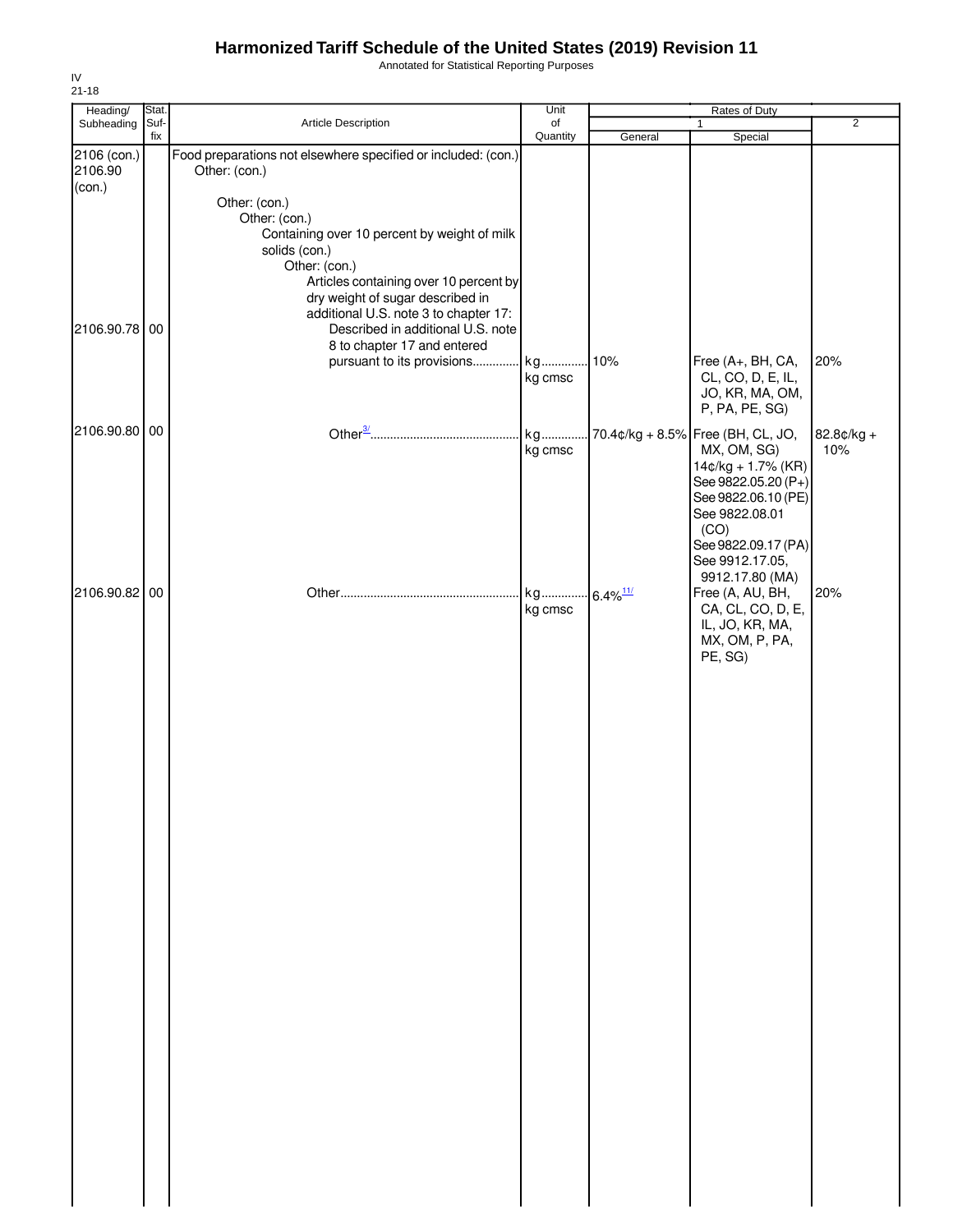# Harmonized Tariff Schedule of the United States (2019) Revision 11

Annotated for Statistical Reporting Purposes

IV
21-18

| Heading/ Subheading | Stat. Suf- fix | Article Description | Unit of Quantity | Rates of Duty 1 General | Special | 2 |
|---|---|---|---|---|---|---|
| 2106 (con.) 2106.90 (con.) | | Food preparations not elsewhere specified or included: (con.) Other: (con.) | | | | |
| | | Other: (con.) | | | | |
| | | Other: (con.) | | | | |
| | | Containing over 10 percent by weight of milk solids (con.) | | | | |
| | | Other: (con.) | | | | |
| | | Articles containing over 10 percent by dry weight of sugar described in additional U.S. note 3 to chapter 17: | | | | |
| 2106.90.78 | 00 | Described in additional U.S. note 8 to chapter 17 and entered pursuant to its provisions.............. | kg kg cmsc | 10% | Free (A+, BH, CA, CL, CO, D, E, IL, JO, KR, MA, OM, P, PA, PE, SG) | 20% |
| 2106.90.80 | 00 | Other[3/]............................................ | kg kg cmsc | 70.4¢/kg + 8.5% | Free (BH, CL, JO, MX, OM, SG) 14¢/kg + 1.7% (KR) See 9822.05.20 (P+) See 9822.06.10 (PE) See 9822.08.01 (CO) See 9822.09.17 (PA) See 9912.17.05, 9912.17.80 (MA) | 82.8¢/kg + 10% |
| 2106.90.82 | 00 | Other...................................................... | kg kg cmsc | 6.4%[11/] | Free (A, AU, BH, CA, CL, CO, D, E, IL, JO, KR, MA, MX, OM, P, PA, PE, SG) | 20% |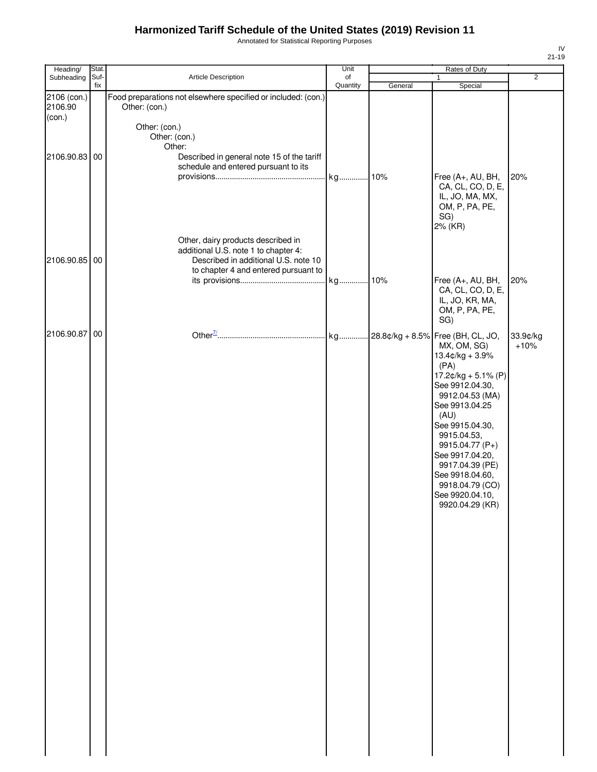# Harmonized Tariff Schedule of the United States (2019) Revision 11

Annotated for Statistical Reporting Purposes

IV
21-19

| Heading/ Subheading | Stat. Suf-fix | Article Description | Unit of Quantity | Rates of Duty 1 General | Rates of Duty 1 Special | Rates of Duty 2 |
|---|---|---|---|---|---|---|
| 2106 (con.) 2106.90 (con.) | | Food preparations not elsewhere specified or included: (con.) Other: (con.) | | | | |
| | | Other: (con.) | | | | |
| | | Other: (con.) | | | | |
| | | Other: | | | | |
| 2106.90.83 | 00 | Described in general note 15 of the tariff schedule and entered pursuant to its provisions | kg | 10% | Free (A+, AU, BH, CA, CL, CO, D, E, IL, JO, MA, MX, OM, P, PA, PE, SG) 2% (KR) | 20% |
| | | Other, dairy products described in additional U.S. note 1 to chapter 4: | | | | |
| 2106.90.85 | 00 | Described in additional U.S. note 10 to chapter 4 and entered pursuant to its provisions | kg | 10% | Free (A+, AU, BH, CA, CL, CO, D, E, IL, JO, KR, MA, OM, P, PA, PE, SG) | 20% |
| 2106.90.87 | 00 | Other[7/] | kg | 28.8¢/kg + 8.5% | Free (BH, CL, JO, MX, OM, SG) 13.4¢/kg + 3.9% (PA) 17.2¢/kg + 5.1% (P) See 9912.04.30, 9912.04.53 (MA) See 9913.04.25 (AU) See 9915.04.30, 9915.04.53, 9915.04.77 (P+) See 9917.04.20, 9917.04.39 (PE) See 9918.04.60, 9918.04.79 (CO) See 9920.04.10, 9920.04.29 (KR) | 33.9¢/kg +10% |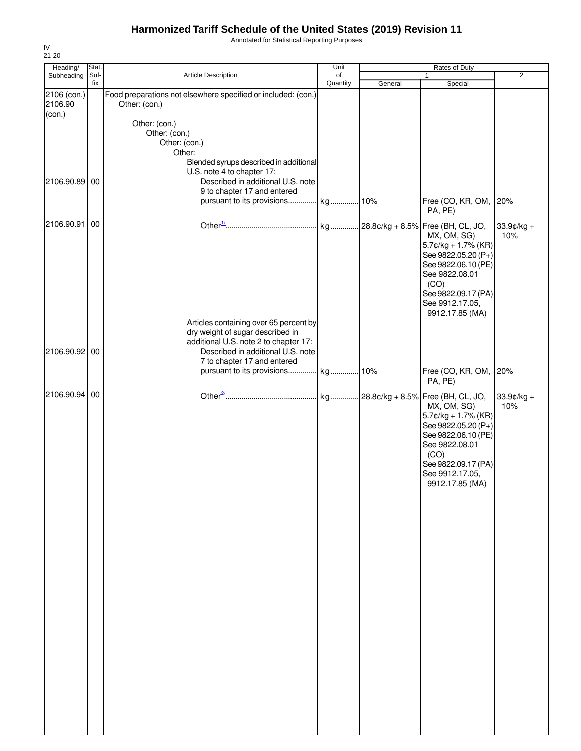# Harmonized Tariff Schedule of the United States (2019) Revision 11

Annotated for Statistical Reporting Purposes

IV
21-20

| Heading/ Subheading | Stat. Suf- fix | Article Description | Unit of Quantity | Rates of Duty 1 General | Special | 2 |
|---|---|---|---|---|---|---|
| 2106 (con.) 2106.90 (con.) | | Food preparations not elsewhere specified or included: (con.) Other: (con.) | | | | |
| | | Other: (con.) | | | | |
| | | Other: (con.) | | | | |
| | | Other: (con.) | | | | |
| | | Other: | | | | |
| | | Blended syrups described in additional U.S. note 4 to chapter 17: | | | | |
| 2106.90.89 | 00 | Described in additional U.S. note 9 to chapter 17 and entered pursuant to its provisions | kg | 10% | Free (CO, KR, OM, PA, PE) | 20% |
| 2106.90.91 | 00 | Other[1/] | kg | 28.8¢/kg + 8.5% | Free (BH, CL, JO, MX, OM, SG) 5.7¢/kg + 1.7% (KR) See 9822.05.20 (P+) See 9822.06.10 (PE) See 9822.08.01 (CO) See 9822.09.17 (PA) See 9912.17.05, 9912.17.85 (MA) | 33.9¢/kg + 10% |
| | | Articles containing over 65 percent by dry weight of sugar described in additional U.S. note 2 to chapter 17: | | | | |
| 2106.90.92 | 00 | Described in additional U.S. note 7 to chapter 17 and entered pursuant to its provisions | kg | 10% | Free (CO, KR, OM, PA, PE) | 20% |
| 2106.90.94 | 00 | Other[2/] | kg | 28.8¢/kg + 8.5% | Free (BH, CL, JO, MX, OM, SG) 5.7¢/kg + 1.7% (KR) See 9822.05.20 (P+) See 9822.06.10 (PE) See 9822.08.01 (CO) See 9822.09.17 (PA) See 9912.17.05, 9912.17.85 (MA) | 33.9¢/kg + 10% |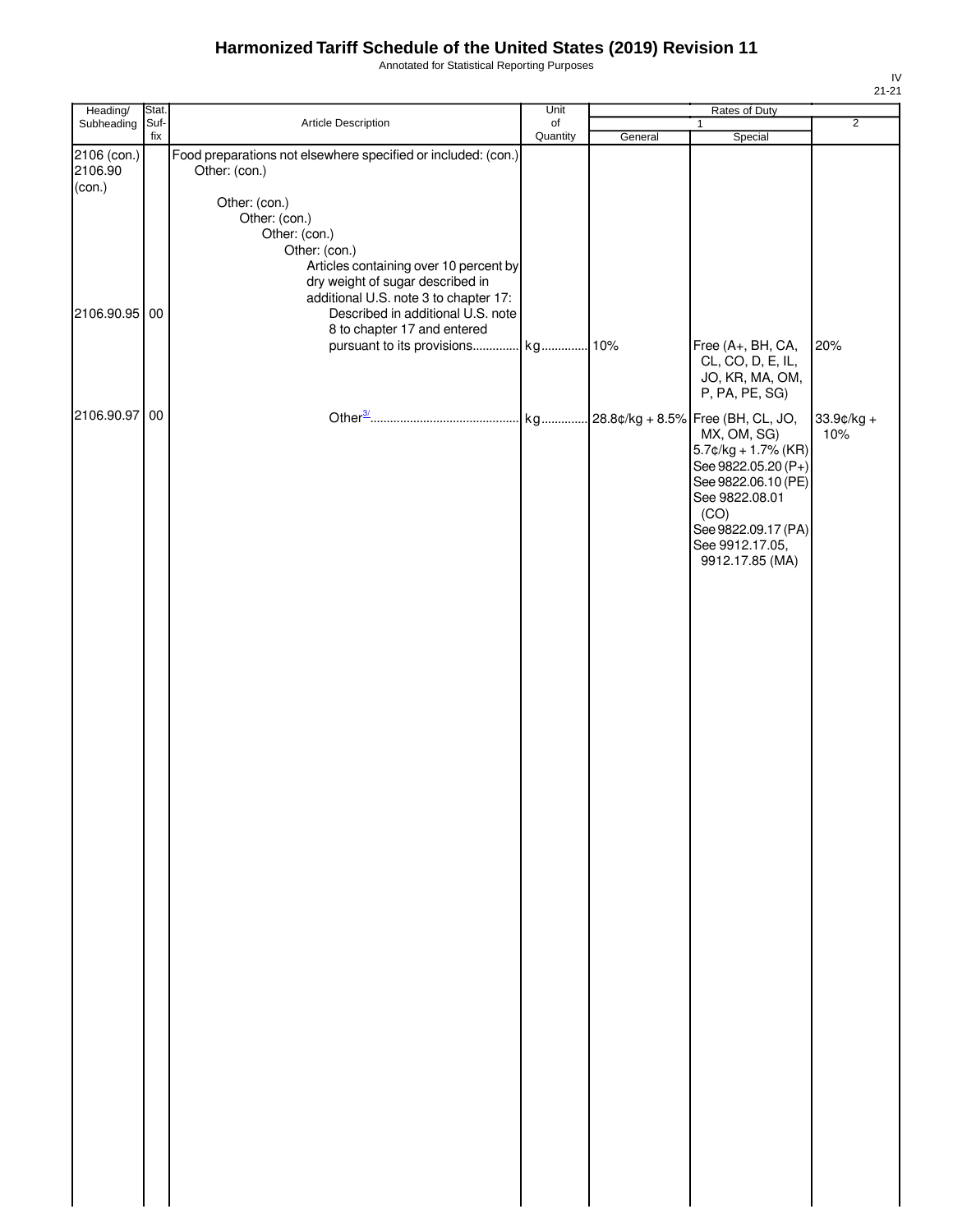# Harmonized Tariff Schedule of the United States (2019) Revision 11

Annotated for Statistical Reporting Purposes

IV
21-21

| Heading/ Subheading | Stat. Suf- fix | Article Description | Unit of Quantity | Rates of Duty 1 General | Rates of Duty 1 Special | Rates of Duty 2 |
|---|---|---|---|---|---|---|
| 2106 (con.) 2106.90 (con.) | | Food preparations not elsewhere specified or included: (con.) Other: (con.) | | | | |
| | | Other: (con.) Other: (con.) Other: (con.) Other: (con.) Articles containing over 10 percent by dry weight of sugar described in additional U.S. note 3 to chapter 17: | | | | |
| 2106.90.95 | 00 | Described in additional U.S. note 8 to chapter 17 and entered pursuant to its provisions | kg | 10% | Free (A+, BH, CA, CL, CO, D, E, IL, JO, KR, MA, OM, P, PA, PE, SG) | 20% |
| 2106.90.97 | 00 | Other[3/] | kg | 28.8¢/kg + 8.5% | Free (BH, CL, JO, MX, OM, SG) 5.7¢/kg + 1.7% (KR) See 9822.05.20 (P+) See 9822.06.10 (PE) See 9822.08.01 (CO) See 9822.09.17 (PA) See 9912.17.05, 9912.17.85 (MA) | 33.9¢/kg + 10% |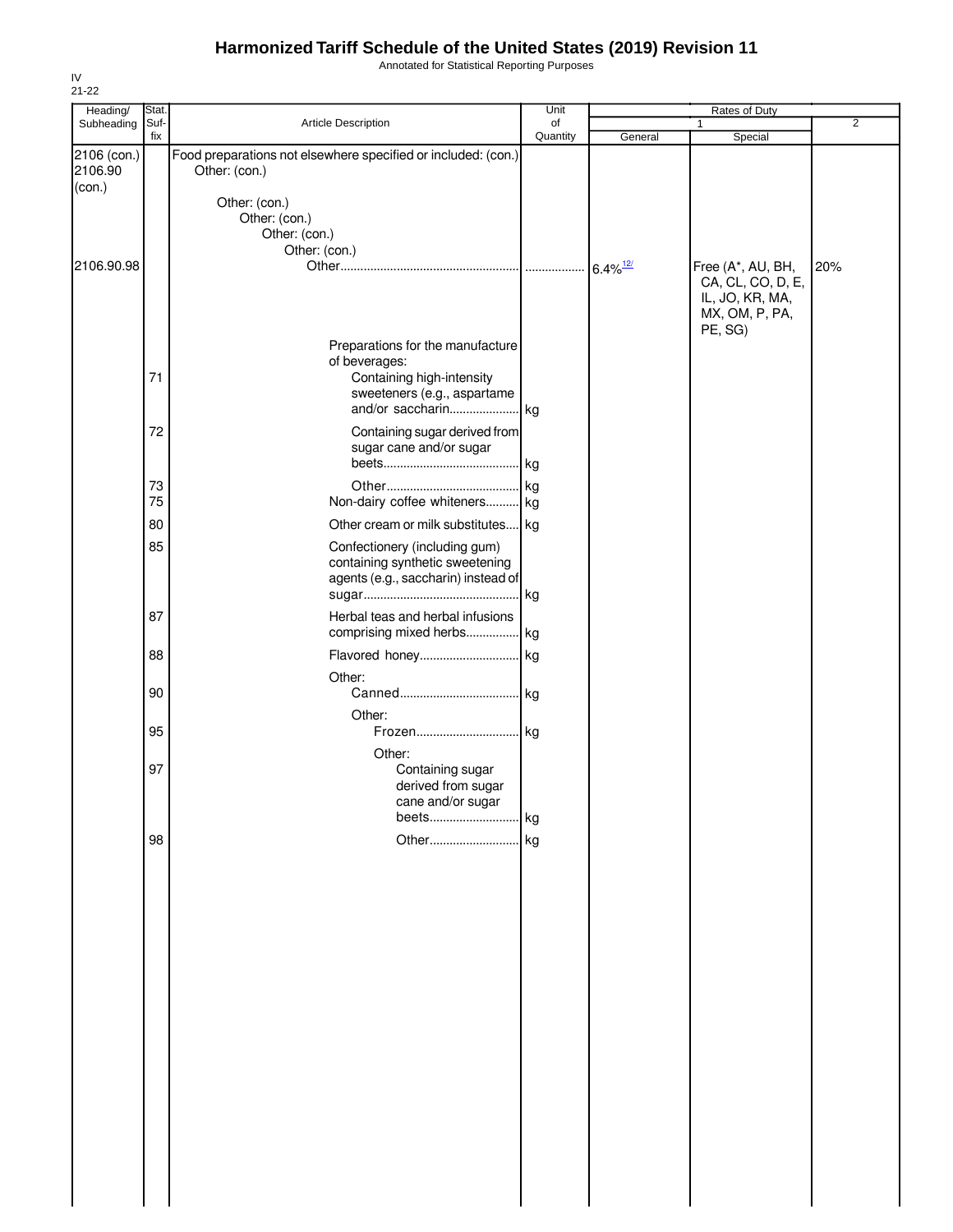# Harmonized Tariff Schedule of the United States (2019) Revision 11

Annotated for Statistical Reporting Purposes

IV
21-22

| Heading/ Subheading | Stat. Suf-fix | Article Description | Unit of Quantity | Rates of Duty 1 General | Rates of Duty 1 Special | Rates of Duty 2 |
|---|---|---|---|---|---|---|
| 2106 (con.) 2106.90 (con.) | | Food preparations not elsewhere specified or included: (con.) Other: (con.) | | | | |
| | | Other: (con.) Other: (con.) Other: (con.) Other: (con.) | | | | |
| 2106.90.98 | | Other | | 6.4%[12/] | Free (A*, AU, BH, CA, CL, CO, D, E, IL, JO, KR, MA, MX, OM, P, PA, PE, SG) | 20% |
| | | Preparations for the manufacture of beverages: | | | | |
| | 71 | Containing high-intensity sweeteners (e.g., aspartame and/or saccharin | kg | | | |
| | 72 | Containing sugar derived from sugar cane and/or sugar beets | kg | | | |
| | 73 | Other | kg | | | |
| | 75 | Non-dairy coffee whiteners | kg | | | |
| | 80 | Other cream or milk substitutes | kg | | | |
| | 85 | Confectionery (including gum) containing synthetic sweetening agents (e.g., saccharin) instead of sugar | kg | | | |
| | 87 | Herbal teas and herbal infusions comprising mixed herbs | kg | | | |
| | 88 | Flavored honey | kg | | | |
| | | Other: | | | | |
| | 90 | Canned | kg | | | |
| | | Other: | | | | |
| | 95 | Frozen | kg | | | |
| | | Other: | | | | |
| | 97 | Containing sugar derived from sugar cane and/or sugar beets | kg | | | |
| | 98 | Other | kg | | | |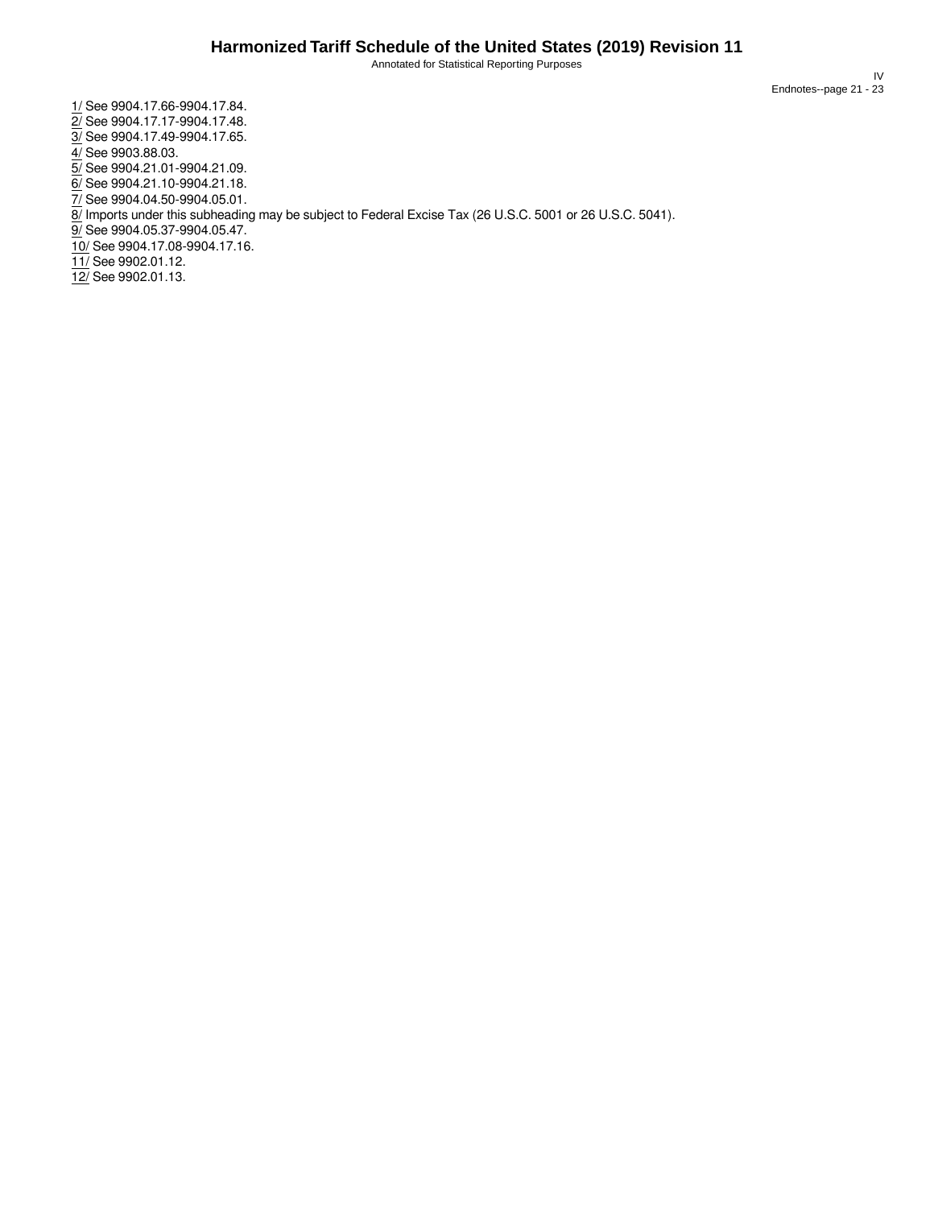1/ See 9904.17.66-9904.17.84.
2/ See 9904.17.17-9904.17.48.
3/ See 9904.17.49-9904.17.65.
4/ See 9903.88.03.
5/ See 9904.21.01-9904.21.09.
6/ See 9904.21.10-9904.21.18.
7/ See 9904.04.50-9904.05.01.
8/ Imports under this subheading may be subject to Federal Excise Tax (26 U.S.C. 5001 or 26 U.S.C. 5041).
9/ See 9904.05.37-9904.05.47.
10/ See 9904.17.08-9904.17.16.
11/ See 9902.01.12.
12/ See 9902.01.13.